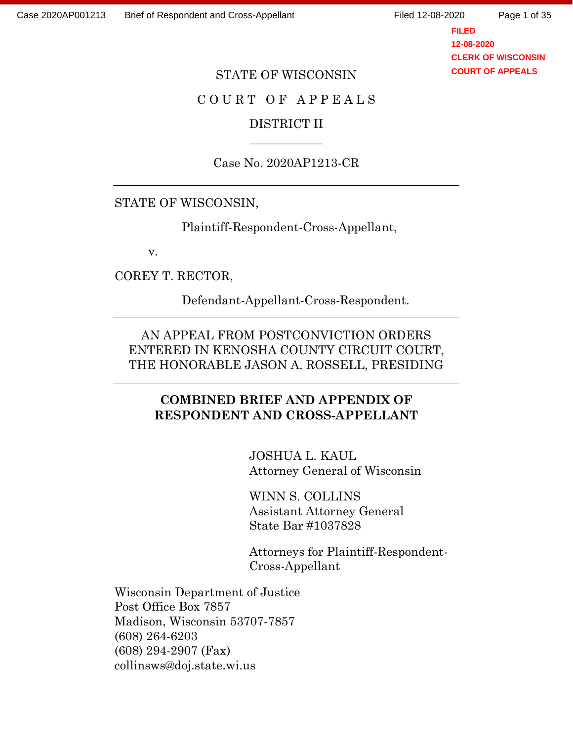FILED
12-08-2020
CLERK OF WISCONSIN
COURT OF APPEALS

STATE OF WISCONSIN

COURT OF APPEALS

DISTRICT II

Case No. 2020AP1213-CR

---

STATE OF WISCONSIN,

Plaintiff-Respondent-Cross-Appellant,

v.

COREY T. RECTOR,

Defendant-Appellant-Cross-Respondent.

---

AN APPEAL FROM POSTCONVICTION ORDERS ENTERED IN KENOSHA COUNTY CIRCUIT COURT, THE HONORABLE JASON A. ROSSELL, PRESIDING

---

**COMBINED BRIEF AND APPENDIX OF RESPONDENT AND CROSS-APPELLANT**

---

JOSHUA L. KAUL
Attorney General of Wisconsin

WINN S. COLLINS
Assistant Attorney General
State Bar #1037828

Attorneys for Plaintiff-Respondent-Cross-Appellant

Wisconsin Department of Justice
Post Office Box 7857
Madison, Wisconsin 53707-7857
(608) 264-6203
(608) 294-2907 (Fax)
collinsws@doj.state.wi.us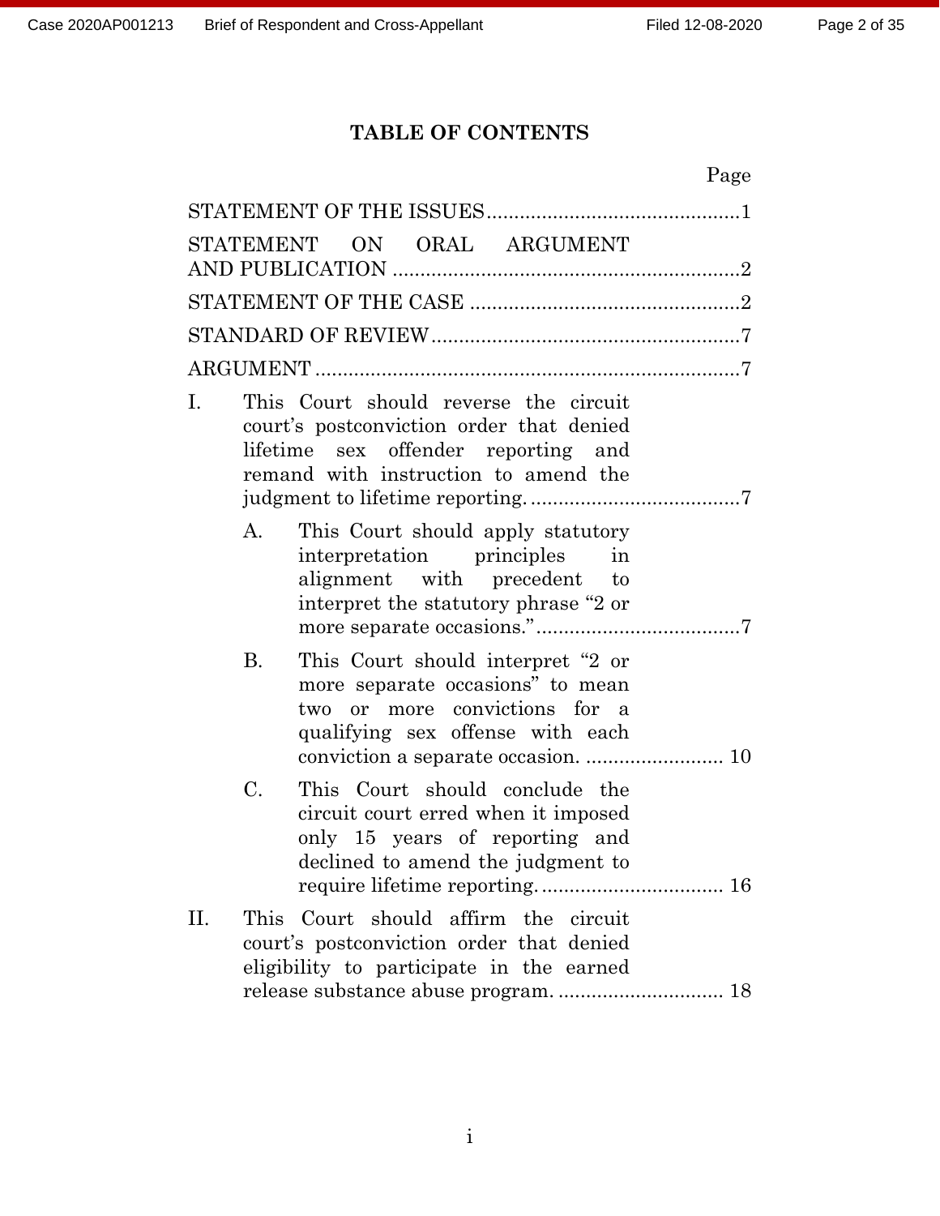# TABLE OF CONTENTS

| | Page |
|---|---|
| STATEMENT OF THE ISSUES | 1 |
| STATEMENT ON ORAL ARGUMENT AND PUBLICATION | 2 |
| STATEMENT OF THE CASE | 2 |
| STANDARD OF REVIEW | 7 |
| ARGUMENT | 7 |
| I. This Court should reverse the circuit court's postconviction order that denied lifetime sex offender reporting and remand with instruction to amend the judgment to lifetime reporting. | 7 |
| A. This Court should apply statutory interpretation principles in alignment with precedent to interpret the statutory phrase "2 or more separate occasions." | 7 |
| B. This Court should interpret "2 or more separate occasions" to mean two or more convictions for a qualifying sex offense with each conviction a separate occasion. | 10 |
| C. This Court should conclude the circuit court erred when it imposed only 15 years of reporting and declined to amend the judgment to require lifetime reporting. | 16 |
| II. This Court should affirm the circuit court's postconviction order that denied eligibility to participate in the earned release substance abuse program. | 18 |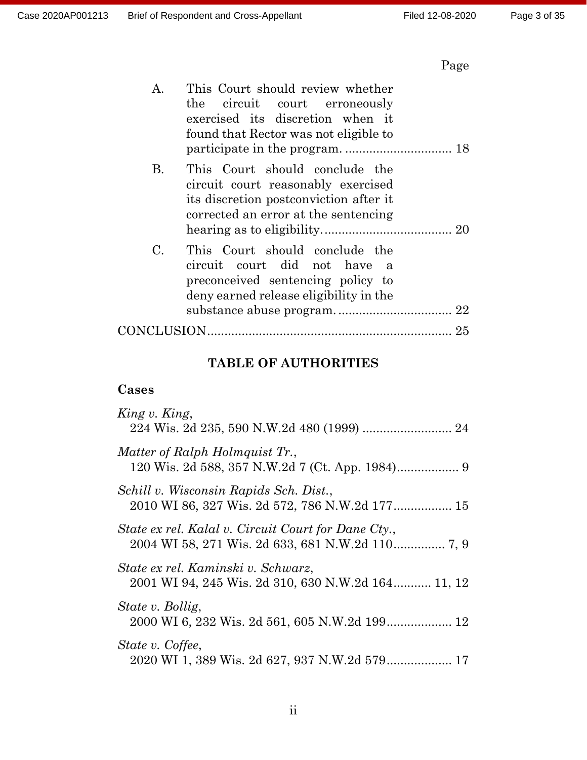Page

A. This Court should review whether the circuit court erroneously exercised its discretion when it found that Rector was not eligible to participate in the program. ............................... 18

B. This Court should conclude the circuit court reasonably exercised its discretion postconviction after it corrected an error at the sentencing hearing as to eligibility. .................................... 20

C. This Court should conclude the circuit court did not have a preconceived sentencing policy to deny earned release eligibility in the substance abuse program. ................................. 22

CONCLUSION ...................................................................... 25

## TABLE OF AUTHORITIES

### Cases

*King v. King*,
224 Wis. 2d 235, 590 N.W.2d 480 (1999) .......................... 24

*Matter of Ralph Holmquist Tr.*,
120 Wis. 2d 588, 357 N.W.2d 7 (Ct. App. 1984) .................. 9

*Schill v. Wisconsin Rapids Sch. Dist.*,
2010 WI 86, 327 Wis. 2d 572, 786 N.W.2d 177 ................. 15

*State ex rel. Kalal v. Circuit Court for Dane Cty.*,
2004 WI 58, 271 Wis. 2d 633, 681 N.W.2d 110 ............... 7, 9

*State ex rel. Kaminski v. Schwarz*,
2001 WI 94, 245 Wis. 2d 310, 630 N.W.2d 164 ........... 11, 12

*State v. Bollig*,
2000 WI 6, 232 Wis. 2d 561, 605 N.W.2d 199 ................... 12

*State v. Coffee*,
2020 WI 1, 389 Wis. 2d 627, 937 N.W.2d 579 ................... 17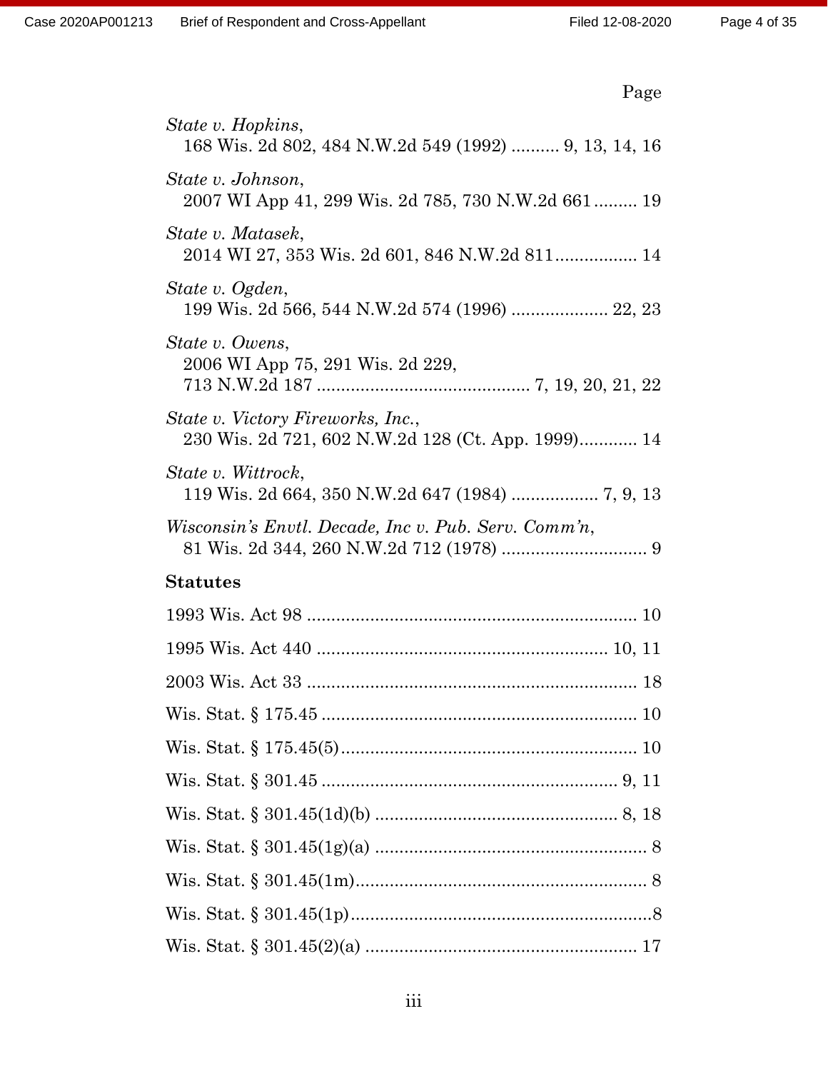Page

*State v. Hopkins*,
168 Wis. 2d 802, 484 N.W.2d 549 (1992) .......... 9, 13, 14, 16

*State v. Johnson*,
2007 WI App 41, 299 Wis. 2d 785, 730 N.W.2d 661......... 19

*State v. Matasek*,
2014 WI 27, 353 Wis. 2d 601, 846 N.W.2d 811................. 14

*State v. Ogden*,
199 Wis. 2d 566, 544 N.W.2d 574 (1996) .................... 22, 23

*State v. Owens*,
2006 WI App 75, 291 Wis. 2d 229,
713 N.W.2d 187 ........................................... 7, 19, 20, 21, 22

*State v. Victory Fireworks, Inc.*,
230 Wis. 2d 721, 602 N.W.2d 128 (Ct. App. 1999)............ 14

*State v. Wittrock*,
119 Wis. 2d 664, 350 N.W.2d 647 (1984) .................. 7, 9, 13

*Wisconsin's Envtl. Decade, Inc v. Pub. Serv. Comm'n*,
81 Wis. 2d 344, 260 N.W.2d 712 (1978) .............................. 9

**Statutes**

1993 Wis. Act 98 .................................................................... 10

1995 Wis. Act 440 ........................................................... 10, 11

2003 Wis. Act 33 .................................................................... 18

Wis. Stat. § 175.45 ................................................................. 10

Wis. Stat. § 175.45(5)............................................................. 10

Wis. Stat. § 301.45 ............................................................. 9, 11

Wis. Stat. § 301.45(1d)(b) .................................................. 8, 18

Wis. Stat. § 301.45(1g)(a) ........................................................ 8

Wis. Stat. § 301.45(1m)............................................................ 8

Wis. Stat. § 301.45(1p)..............................................................8

Wis. Stat. § 301.45(2)(a) ........................................................ 17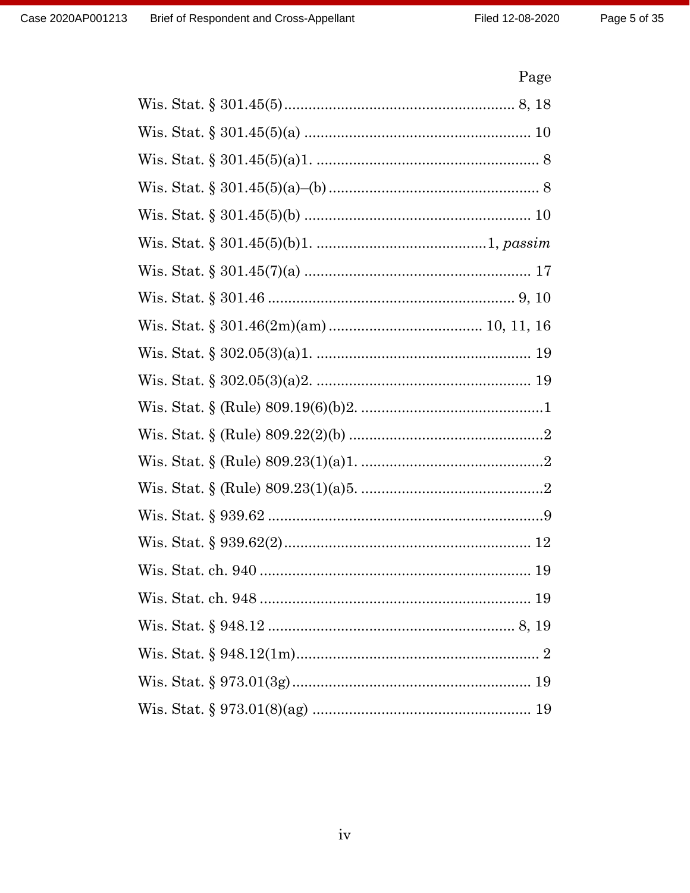Page

Wis. Stat. § 301.45(5) ......................................................... 8, 18

Wis. Stat. § 301.45(5)(a) ........................................................ 10

Wis. Stat. § 301.45(5)(a)1. ....................................................... 8

Wis. Stat. § 301.45(5)(a)–(b) .................................................... 8

Wis. Stat. § 301.45(5)(b) ........................................................ 10

Wis. Stat. § 301.45(5)(b)1. ..........................................1, *passim*

Wis. Stat. § 301.45(7)(a) ........................................................ 17

Wis. Stat. § 301.46 ............................................................. 9, 10

Wis. Stat. § 301.46(2m)(am) ..................................... 10, 11, 16

Wis. Stat. § 302.05(3)(a)1. ..................................................... 19

Wis. Stat. § 302.05(3)(a)2. ..................................................... 19

Wis. Stat. § (Rule) 809.19(6)(b)2. ..............................................1

Wis. Stat. § (Rule) 809.22(2)(b) ................................................2

Wis. Stat. § (Rule) 809.23(1)(a)1. .............................................2

Wis. Stat. § (Rule) 809.23(1)(a)5. .............................................2

Wis. Stat. § 939.62 .....................................................................9

Wis. Stat. § 939.62(2)............................................................. 12

Wis. Stat. ch. 940 ................................................................... 19

Wis. Stat. ch. 948 ................................................................... 19

Wis. Stat. § 948.12 ............................................................. 8, 19

Wis. Stat. § 948.12(1m)............................................................ 2

Wis. Stat. § 973.01(3g)........................................................... 19

Wis. Stat. § 973.01(8)(ag) ...................................................... 19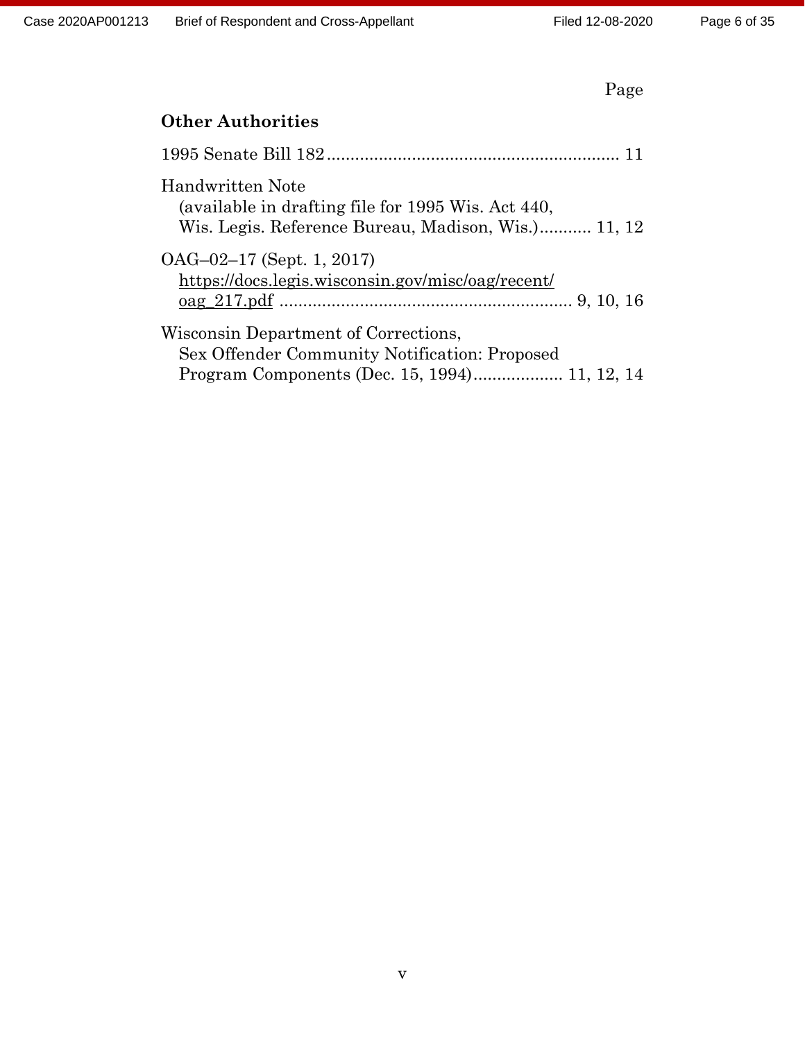Page

**Other Authorities**

1995 Senate Bill 182 .............................................................. 11

Handwritten Note
(available in drafting file for 1995 Wis. Act 440,
Wis. Legis. Reference Bureau, Madison, Wis.)........... 11, 12

OAG–02–17 (Sept. 1, 2017)
https://docs.legis.wisconsin.gov/misc/oag/recent/oag_217.pdf .............................................................. 9, 10, 16

Wisconsin Department of Corrections,
Sex Offender Community Notification: Proposed
Program Components (Dec. 15, 1994)................... 11, 12, 14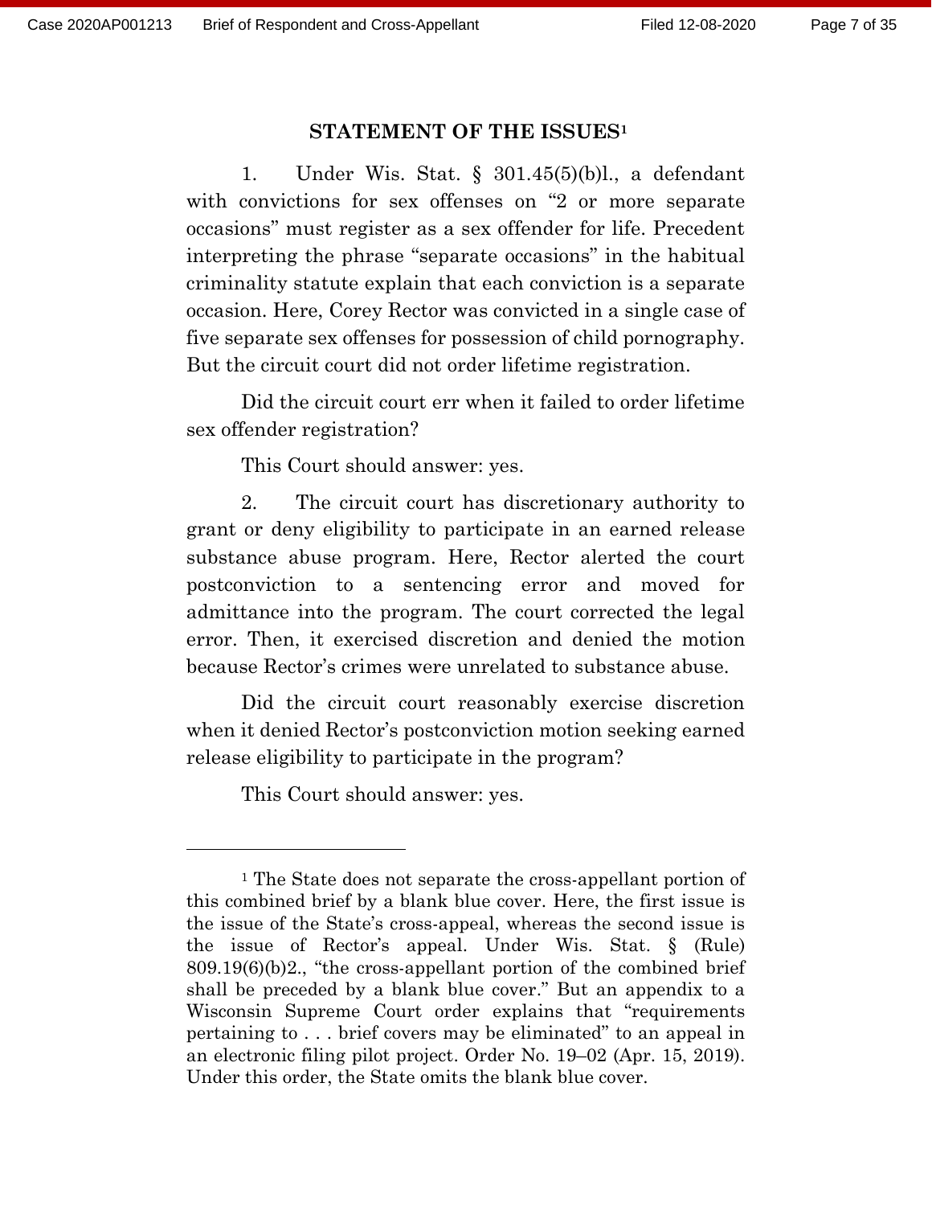## STATEMENT OF THE ISSUES[1]

1. Under Wis. Stat. § 301.45(5)(b)l., a defendant with convictions for sex offenses on "2 or more separate occasions" must register as a sex offender for life. Precedent interpreting the phrase "separate occasions" in the habitual criminality statute explain that each conviction is a separate occasion. Here, Corey Rector was convicted in a single case of five separate sex offenses for possession of child pornography. But the circuit court did not order lifetime registration.

Did the circuit court err when it failed to order lifetime sex offender registration?

This Court should answer: yes.

2. The circuit court has discretionary authority to grant or deny eligibility to participate in an earned release substance abuse program. Here, Rector alerted the court postconviction to a sentencing error and moved for admittance into the program. The court corrected the legal error. Then, it exercised discretion and denied the motion because Rector's crimes were unrelated to substance abuse.

Did the circuit court reasonably exercise discretion when it denied Rector's postconviction motion seeking earned release eligibility to participate in the program?

This Court should answer: yes.

---

[1] The State does not separate the cross-appellant portion of this combined brief by a blank blue cover. Here, the first issue is the issue of the State's cross-appeal, whereas the second issue is the issue of Rector's appeal. Under Wis. Stat. § (Rule) 809.19(6)(b)2., "the cross-appellant portion of the combined brief shall be preceded by a blank blue cover." But an appendix to a Wisconsin Supreme Court order explains that "requirements pertaining to . . . brief covers may be eliminated" to an appeal in an electronic filing pilot project. Order No. 19–02 (Apr. 15, 2019). Under this order, the State omits the blank blue cover.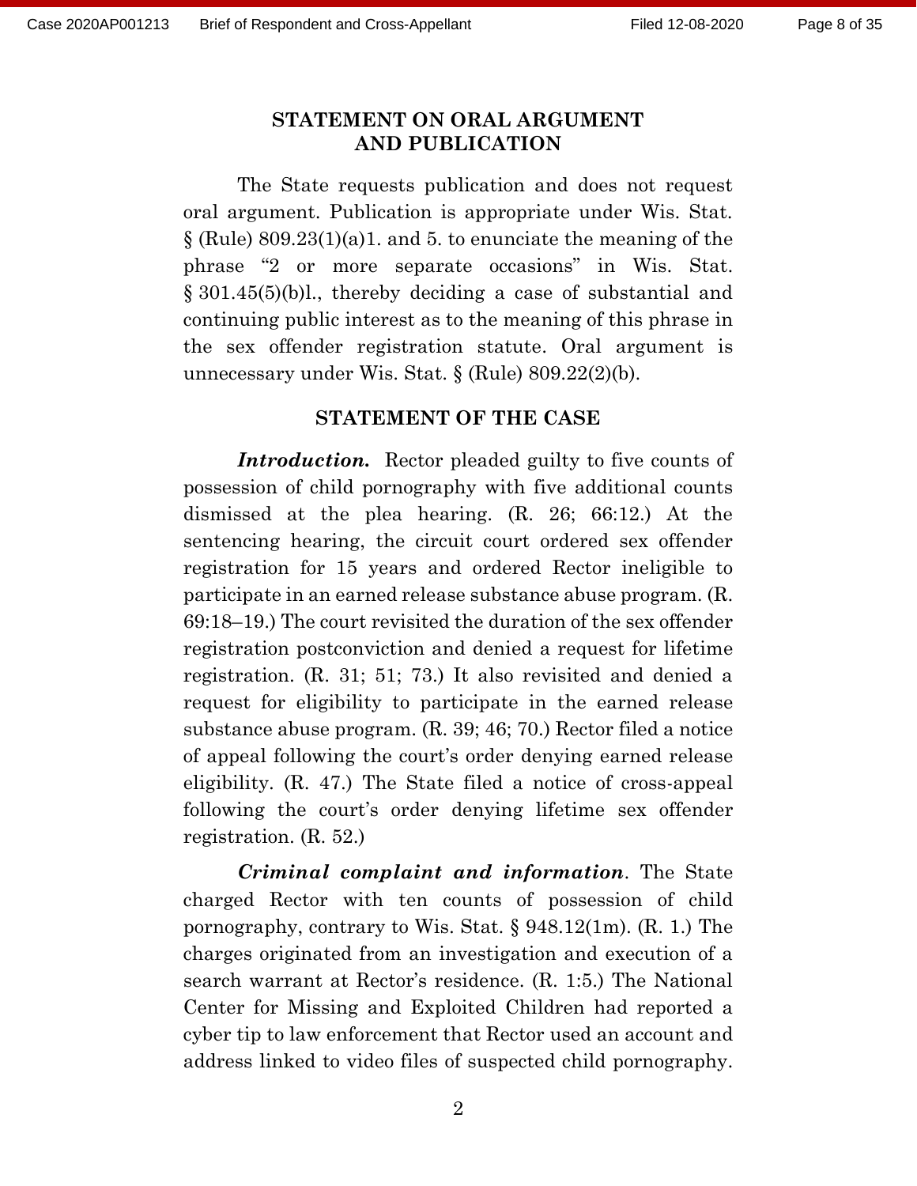## STATEMENT ON ORAL ARGUMENT AND PUBLICATION

The State requests publication and does not request oral argument. Publication is appropriate under Wis. Stat. § (Rule) 809.23(1)(a)1. and 5. to enunciate the meaning of the phrase "2 or more separate occasions" in Wis. Stat. § 301.45(5)(b)l., thereby deciding a case of substantial and continuing public interest as to the meaning of this phrase in the sex offender registration statute. Oral argument is unnecessary under Wis. Stat. § (Rule) 809.22(2)(b).

## STATEMENT OF THE CASE

***Introduction.*** Rector pleaded guilty to five counts of possession of child pornography with five additional counts dismissed at the plea hearing. (R. 26; 66:12.) At the sentencing hearing, the circuit court ordered sex offender registration for 15 years and ordered Rector ineligible to participate in an earned release substance abuse program. (R. 69:18–19.) The court revisited the duration of the sex offender registration postconviction and denied a request for lifetime registration. (R. 31; 51; 73.) It also revisited and denied a request for eligibility to participate in the earned release substance abuse program. (R. 39; 46; 70.) Rector filed a notice of appeal following the court's order denying earned release eligibility. (R. 47.) The State filed a notice of cross-appeal following the court's order denying lifetime sex offender registration. (R. 52.)

***Criminal complaint and information***. The State charged Rector with ten counts of possession of child pornography, contrary to Wis. Stat. § 948.12(1m). (R. 1.) The charges originated from an investigation and execution of a search warrant at Rector's residence. (R. 1:5.) The National Center for Missing and Exploited Children had reported a cyber tip to law enforcement that Rector used an account and address linked to video files of suspected child pornography.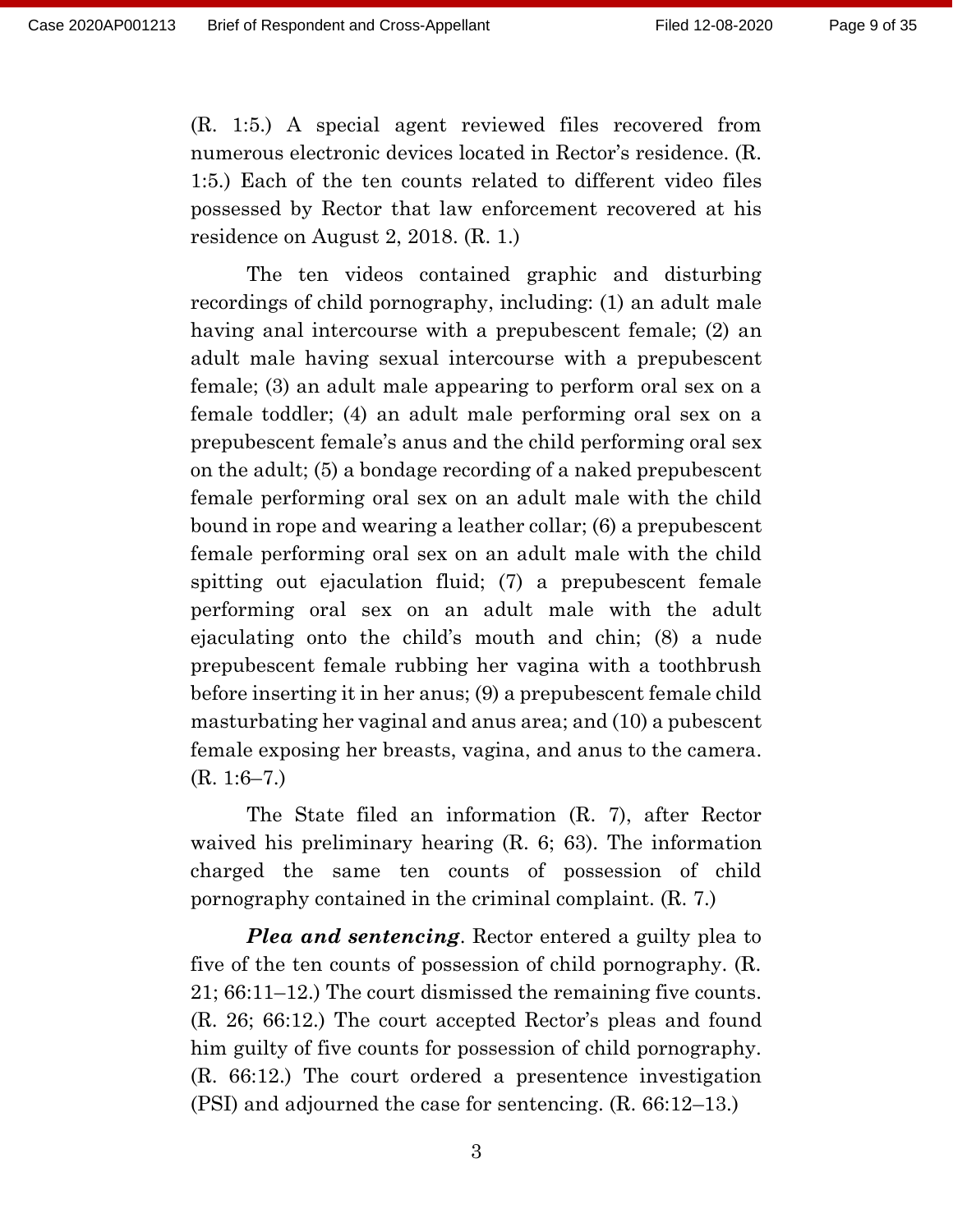(R. 1:5.) A special agent reviewed files recovered from numerous electronic devices located in Rector's residence. (R. 1:5.) Each of the ten counts related to different video files possessed by Rector that law enforcement recovered at his residence on August 2, 2018. (R. 1.)

The ten videos contained graphic and disturbing recordings of child pornography, including: (1) an adult male having anal intercourse with a prepubescent female; (2) an adult male having sexual intercourse with a prepubescent female; (3) an adult male appearing to perform oral sex on a female toddler; (4) an adult male performing oral sex on a prepubescent female's anus and the child performing oral sex on the adult; (5) a bondage recording of a naked prepubescent female performing oral sex on an adult male with the child bound in rope and wearing a leather collar; (6) a prepubescent female performing oral sex on an adult male with the child spitting out ejaculation fluid; (7) a prepubescent female performing oral sex on an adult male with the adult ejaculating onto the child's mouth and chin; (8) a nude prepubescent female rubbing her vagina with a toothbrush before inserting it in her anus; (9) a prepubescent female child masturbating her vaginal and anus area; and (10) a pubescent female exposing her breasts, vagina, and anus to the camera. (R. 1:6–7.)

The State filed an information (R. 7), after Rector waived his preliminary hearing (R. 6; 63). The information charged the same ten counts of possession of child pornography contained in the criminal complaint. (R. 7.)

***Plea and sentencing***. Rector entered a guilty plea to five of the ten counts of possession of child pornography. (R. 21; 66:11–12.) The court dismissed the remaining five counts. (R. 26; 66:12.) The court accepted Rector's pleas and found him guilty of five counts for possession of child pornography. (R. 66:12.) The court ordered a presentence investigation (PSI) and adjourned the case for sentencing. (R. 66:12–13.)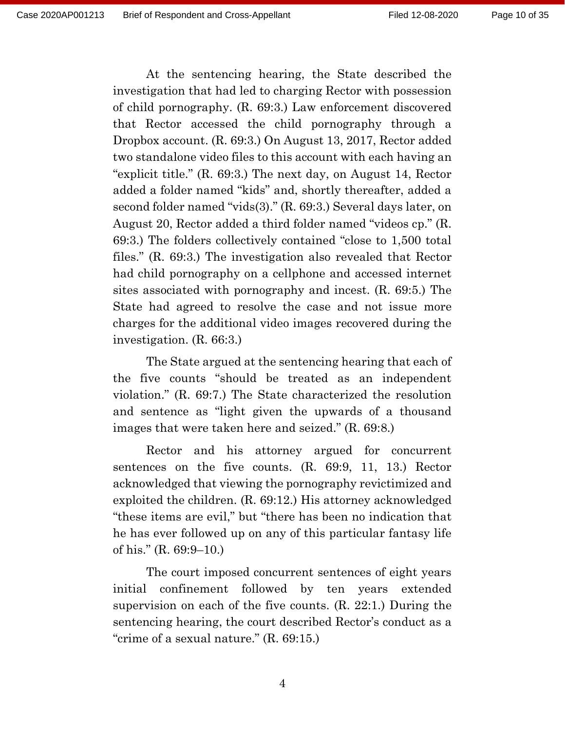At the sentencing hearing, the State described the investigation that had led to charging Rector with possession of child pornography. (R. 69:3.) Law enforcement discovered that Rector accessed the child pornography through a Dropbox account. (R. 69:3.) On August 13, 2017, Rector added two standalone video files to this account with each having an "explicit title." (R. 69:3.) The next day, on August 14, Rector added a folder named "kids" and, shortly thereafter, added a second folder named "vids(3)." (R. 69:3.) Several days later, on August 20, Rector added a third folder named "videos cp." (R. 69:3.) The folders collectively contained "close to 1,500 total files." (R. 69:3.) The investigation also revealed that Rector had child pornography on a cellphone and accessed internet sites associated with pornography and incest. (R. 69:5.) The State had agreed to resolve the case and not issue more charges for the additional video images recovered during the investigation. (R. 66:3.)

The State argued at the sentencing hearing that each of the five counts "should be treated as an independent violation." (R. 69:7.) The State characterized the resolution and sentence as "light given the upwards of a thousand images that were taken here and seized." (R. 69:8.)

Rector and his attorney argued for concurrent sentences on the five counts. (R. 69:9, 11, 13.) Rector acknowledged that viewing the pornography revictimized and exploited the children. (R. 69:12.) His attorney acknowledged "these items are evil," but "there has been no indication that he has ever followed up on any of this particular fantasy life of his." (R. 69:9–10.)

The court imposed concurrent sentences of eight years initial confinement followed by ten years extended supervision on each of the five counts. (R. 22:1.) During the sentencing hearing, the court described Rector's conduct as a "crime of a sexual nature." (R. 69:15.)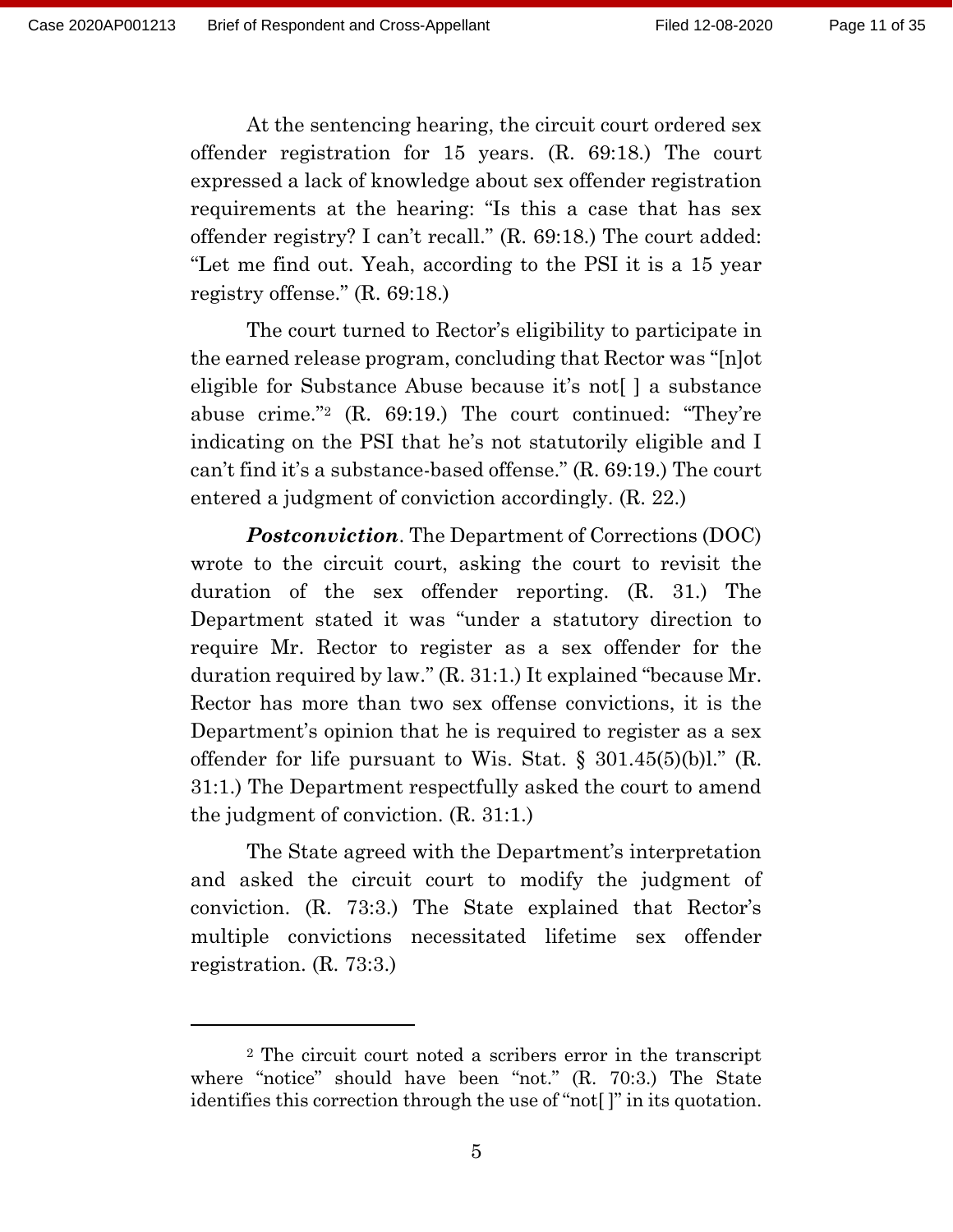At the sentencing hearing, the circuit court ordered sex offender registration for 15 years. (R. 69:18.) The court expressed a lack of knowledge about sex offender registration requirements at the hearing: "Is this a case that has sex offender registry? I can't recall." (R. 69:18.) The court added: "Let me find out. Yeah, according to the PSI it is a 15 year registry offense." (R. 69:18.)

The court turned to Rector's eligibility to participate in the earned release program, concluding that Rector was "[n]ot eligible for Substance Abuse because it's not[ ] a substance abuse crime."[2] (R. 69:19.) The court continued: "They're indicating on the PSI that he's not statutorily eligible and I can't find it's a substance-based offense." (R. 69:19.) The court entered a judgment of conviction accordingly. (R. 22.)

***Postconviction***. The Department of Corrections (DOC) wrote to the circuit court, asking the court to revisit the duration of the sex offender reporting. (R. 31.) The Department stated it was "under a statutory direction to require Mr. Rector to register as a sex offender for the duration required by law." (R. 31:1.) It explained "because Mr. Rector has more than two sex offense convictions, it is the Department's opinion that he is required to register as a sex offender for life pursuant to Wis. Stat. § 301.45(5)(b)l." (R. 31:1.) The Department respectfully asked the court to amend the judgment of conviction. (R. 31:1.)

The State agreed with the Department's interpretation and asked the circuit court to modify the judgment of conviction. (R. 73:3.) The State explained that Rector's multiple convictions necessitated lifetime sex offender registration. (R. 73:3.)

---

[2] The circuit court noted a scribers error in the transcript where "notice" should have been "not." (R. 70:3.) The State identifies this correction through the use of "not[ ]" in its quotation.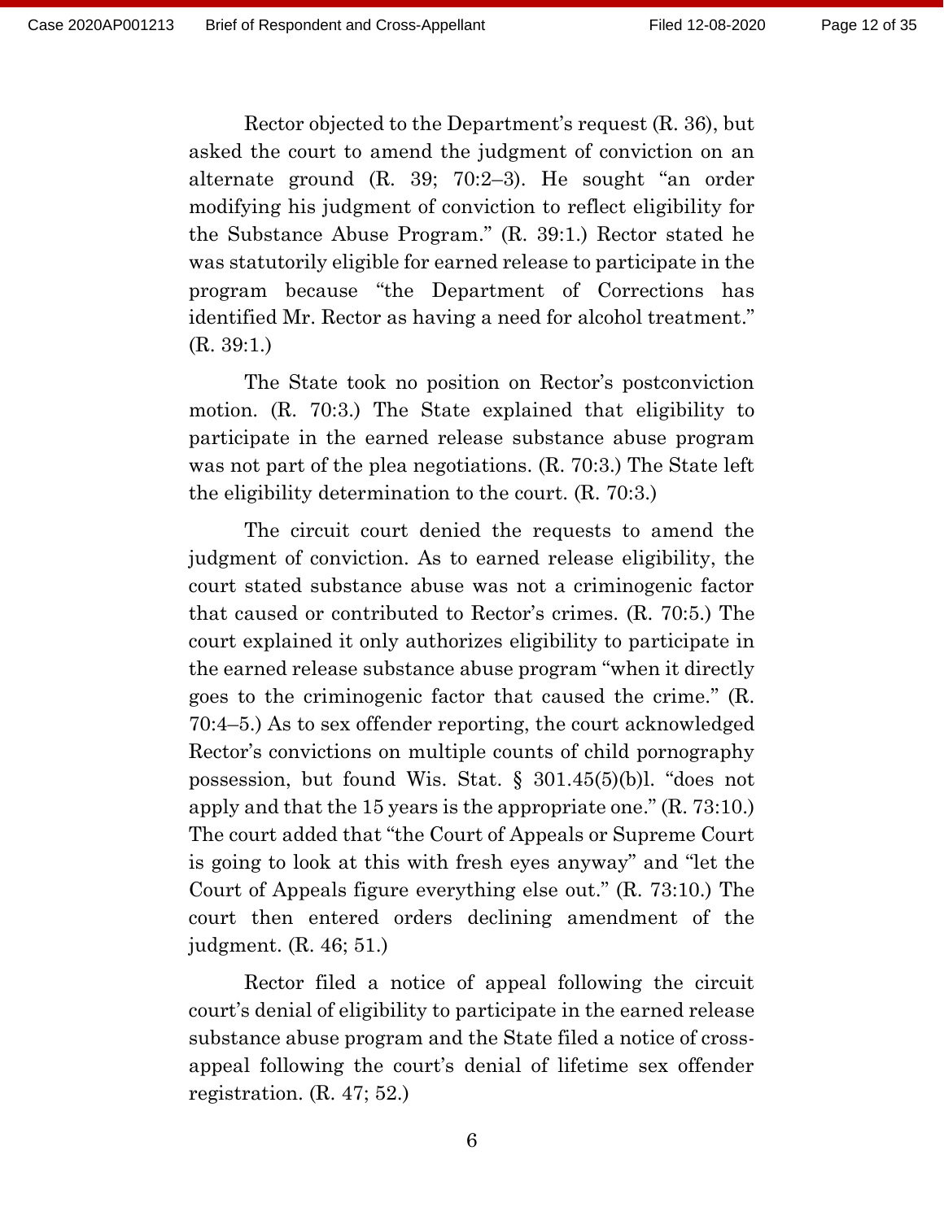Rector objected to the Department's request (R. 36), but asked the court to amend the judgment of conviction on an alternate ground (R. 39; 70:2–3). He sought "an order modifying his judgment of conviction to reflect eligibility for the Substance Abuse Program." (R. 39:1.) Rector stated he was statutorily eligible for earned release to participate in the program because "the Department of Corrections has identified Mr. Rector as having a need for alcohol treatment." (R. 39:1.)

The State took no position on Rector's postconviction motion. (R. 70:3.) The State explained that eligibility to participate in the earned release substance abuse program was not part of the plea negotiations. (R. 70:3.) The State left the eligibility determination to the court. (R. 70:3.)

The circuit court denied the requests to amend the judgment of conviction. As to earned release eligibility, the court stated substance abuse was not a criminogenic factor that caused or contributed to Rector's crimes. (R. 70:5.) The court explained it only authorizes eligibility to participate in the earned release substance abuse program "when it directly goes to the criminogenic factor that caused the crime." (R. 70:4–5.) As to sex offender reporting, the court acknowledged Rector's convictions on multiple counts of child pornography possession, but found Wis. Stat. § 301.45(5)(b)l. "does not apply and that the 15 years is the appropriate one." (R. 73:10.) The court added that "the Court of Appeals or Supreme Court is going to look at this with fresh eyes anyway" and "let the Court of Appeals figure everything else out." (R. 73:10.) The court then entered orders declining amendment of the judgment. (R. 46; 51.)

Rector filed a notice of appeal following the circuit court's denial of eligibility to participate in the earned release substance abuse program and the State filed a notice of cross-appeal following the court's denial of lifetime sex offender registration. (R. 47; 52.)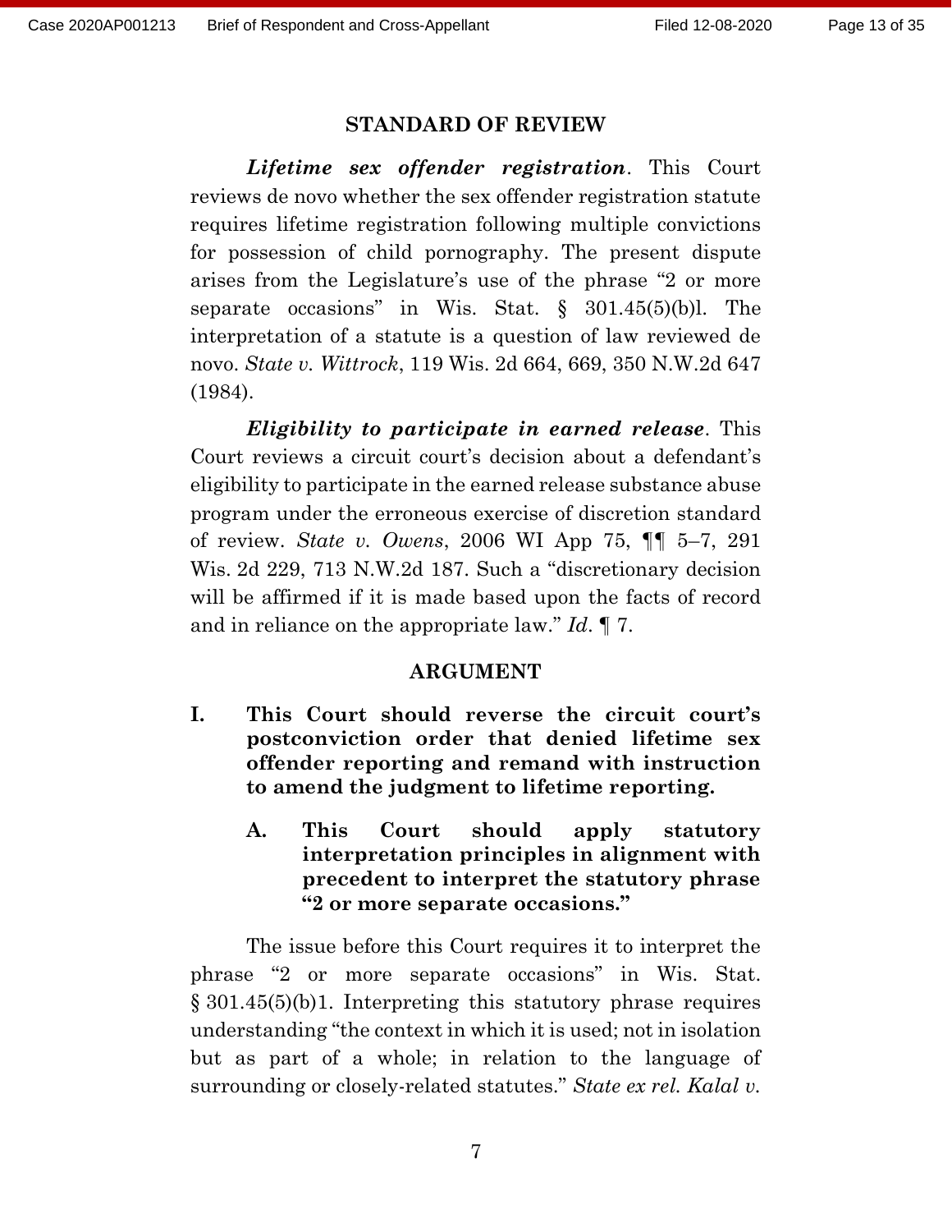## STANDARD OF REVIEW

***Lifetime sex offender registration***. This Court reviews de novo whether the sex offender registration statute requires lifetime registration following multiple convictions for possession of child pornography. The present dispute arises from the Legislature's use of the phrase "2 or more separate occasions" in Wis. Stat. § 301.45(5)(b)l. The interpretation of a statute is a question of law reviewed de novo. *State v. Wittrock*, 119 Wis. 2d 664, 669, 350 N.W.2d 647 (1984).

***Eligibility to participate in earned release***. This Court reviews a circuit court's decision about a defendant's eligibility to participate in the earned release substance abuse program under the erroneous exercise of discretion standard of review. *State v. Owens*, 2006 WI App 75, ¶¶ 5–7, 291 Wis. 2d 229, 713 N.W.2d 187. Such a "discretionary decision will be affirmed if it is made based upon the facts of record and in reliance on the appropriate law." *Id*. ¶ 7.

## ARGUMENT

### I. This Court should reverse the circuit court's postconviction order that denied lifetime sex offender reporting and remand with instruction to amend the judgment to lifetime reporting.

#### A. This Court should apply statutory interpretation principles in alignment with precedent to interpret the statutory phrase "2 or more separate occasions."

The issue before this Court requires it to interpret the phrase "2 or more separate occasions" in Wis. Stat. § 301.45(5)(b)1. Interpreting this statutory phrase requires understanding "the context in which it is used; not in isolation but as part of a whole; in relation to the language of surrounding or closely-related statutes." *State ex rel. Kalal v.*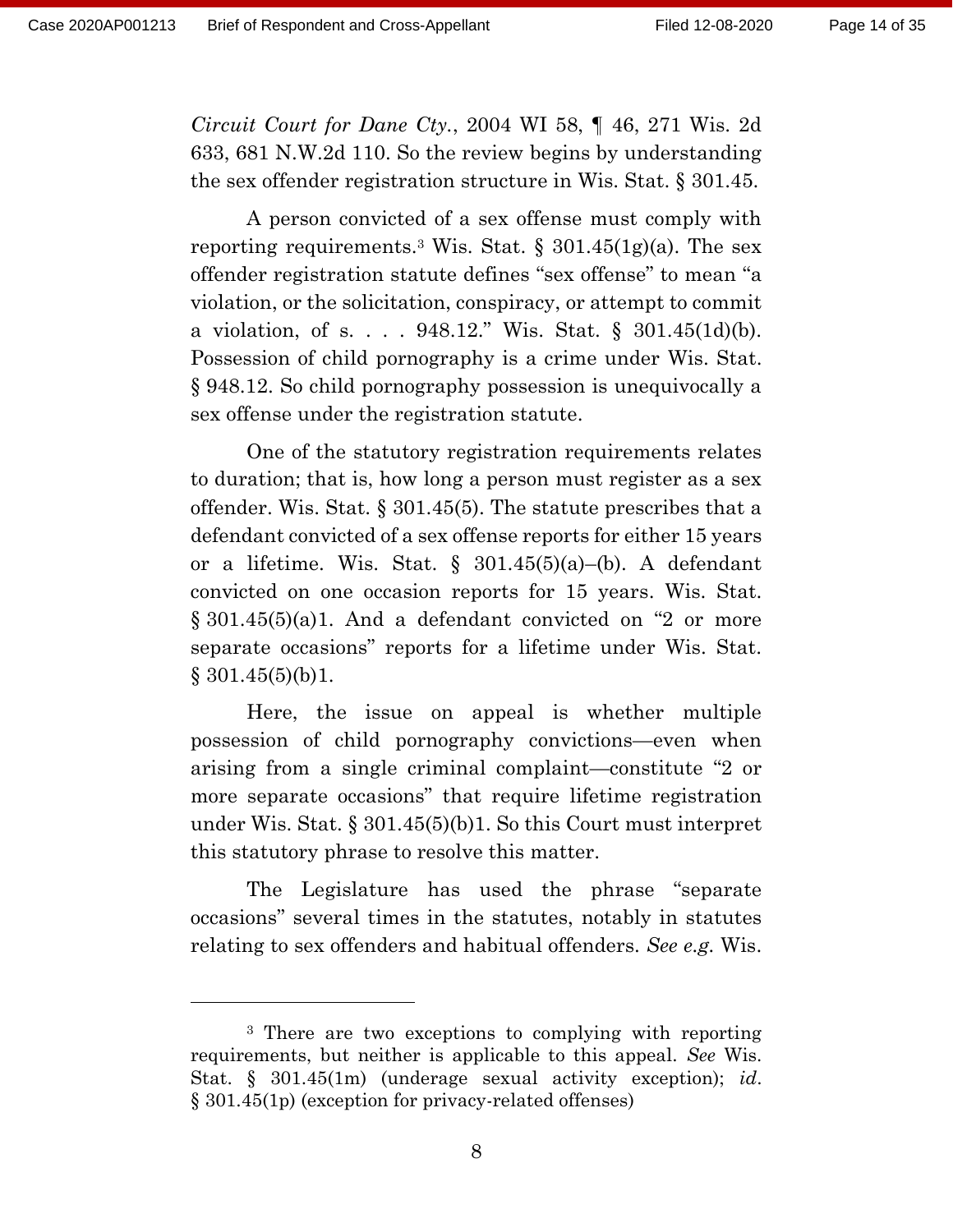*Circuit Court for Dane Cty.*, 2004 WI 58, ¶ 46, 271 Wis. 2d 633, 681 N.W.2d 110. So the review begins by understanding the sex offender registration structure in Wis. Stat. § 301.45.

A person convicted of a sex offense must comply with reporting requirements.[3] Wis. Stat. § 301.45(1g)(a). The sex offender registration statute defines "sex offense" to mean "a violation, or the solicitation, conspiracy, or attempt to commit a violation, of s. . . . 948.12." Wis. Stat. § 301.45(1d)(b). Possession of child pornography is a crime under Wis. Stat. § 948.12. So child pornography possession is unequivocally a sex offense under the registration statute.

One of the statutory registration requirements relates to duration; that is, how long a person must register as a sex offender. Wis. Stat. § 301.45(5). The statute prescribes that a defendant convicted of a sex offense reports for either 15 years or a lifetime. Wis. Stat. § 301.45(5)(a)–(b). A defendant convicted on one occasion reports for 15 years. Wis. Stat. § 301.45(5)(a)1. And a defendant convicted on "2 or more separate occasions" reports for a lifetime under Wis. Stat. § 301.45(5)(b)1.

Here, the issue on appeal is whether multiple possession of child pornography convictions—even when arising from a single criminal complaint—constitute "2 or more separate occasions" that require lifetime registration under Wis. Stat. § 301.45(5)(b)1. So this Court must interpret this statutory phrase to resolve this matter.

The Legislature has used the phrase "separate occasions" several times in the statutes, notably in statutes relating to sex offenders and habitual offenders. *See e.g.* Wis.

---

[3] There are two exceptions to complying with reporting requirements, but neither is applicable to this appeal. *See* Wis. Stat. § 301.45(1m) (underage sexual activity exception); *id.* § 301.45(1p) (exception for privacy-related offenses)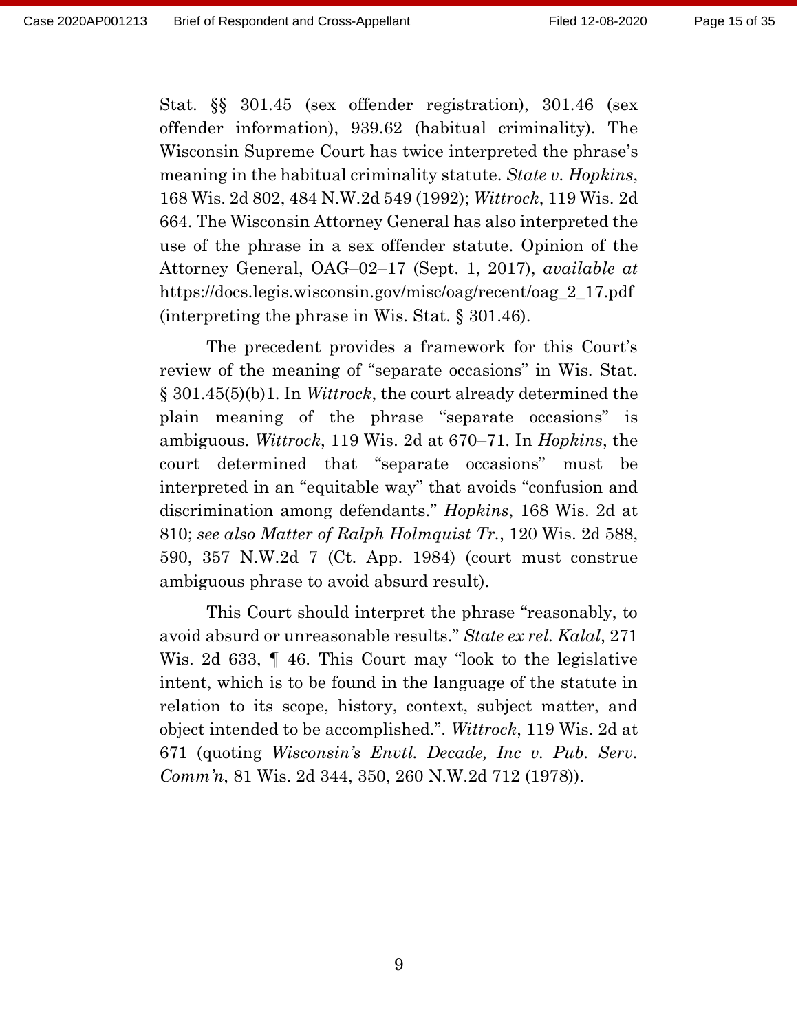Stat. §§ 301.45 (sex offender registration), 301.46 (sex offender information), 939.62 (habitual criminality). The Wisconsin Supreme Court has twice interpreted the phrase's meaning in the habitual criminality statute. *State v. Hopkins*, 168 Wis. 2d 802, 484 N.W.2d 549 (1992); *Wittrock*, 119 Wis. 2d 664. The Wisconsin Attorney General has also interpreted the use of the phrase in a sex offender statute. Opinion of the Attorney General, OAG–02–17 (Sept. 1, 2017), *available at* https://docs.legis.wisconsin.gov/misc/oag/recent/oag_2_17.pdf (interpreting the phrase in Wis. Stat. § 301.46).

The precedent provides a framework for this Court's review of the meaning of "separate occasions" in Wis. Stat. § 301.45(5)(b)1. In *Wittrock*, the court already determined the plain meaning of the phrase "separate occasions" is ambiguous. *Wittrock*, 119 Wis. 2d at 670–71. In *Hopkins*, the court determined that "separate occasions" must be interpreted in an "equitable way" that avoids "confusion and discrimination among defendants." *Hopkins*, 168 Wis. 2d at 810; *see also Matter of Ralph Holmquist Tr.*, 120 Wis. 2d 588, 590, 357 N.W.2d 7 (Ct. App. 1984) (court must construe ambiguous phrase to avoid absurd result).

This Court should interpret the phrase "reasonably, to avoid absurd or unreasonable results." *State ex rel. Kalal*, 271 Wis. 2d 633, ¶ 46. This Court may "look to the legislative intent, which is to be found in the language of the statute in relation to its scope, history, context, subject matter, and object intended to be accomplished.". *Wittrock*, 119 Wis. 2d at 671 (quoting *Wisconsin's Envtl. Decade, Inc v. Pub. Serv. Comm'n*, 81 Wis. 2d 344, 350, 260 N.W.2d 712 (1978)).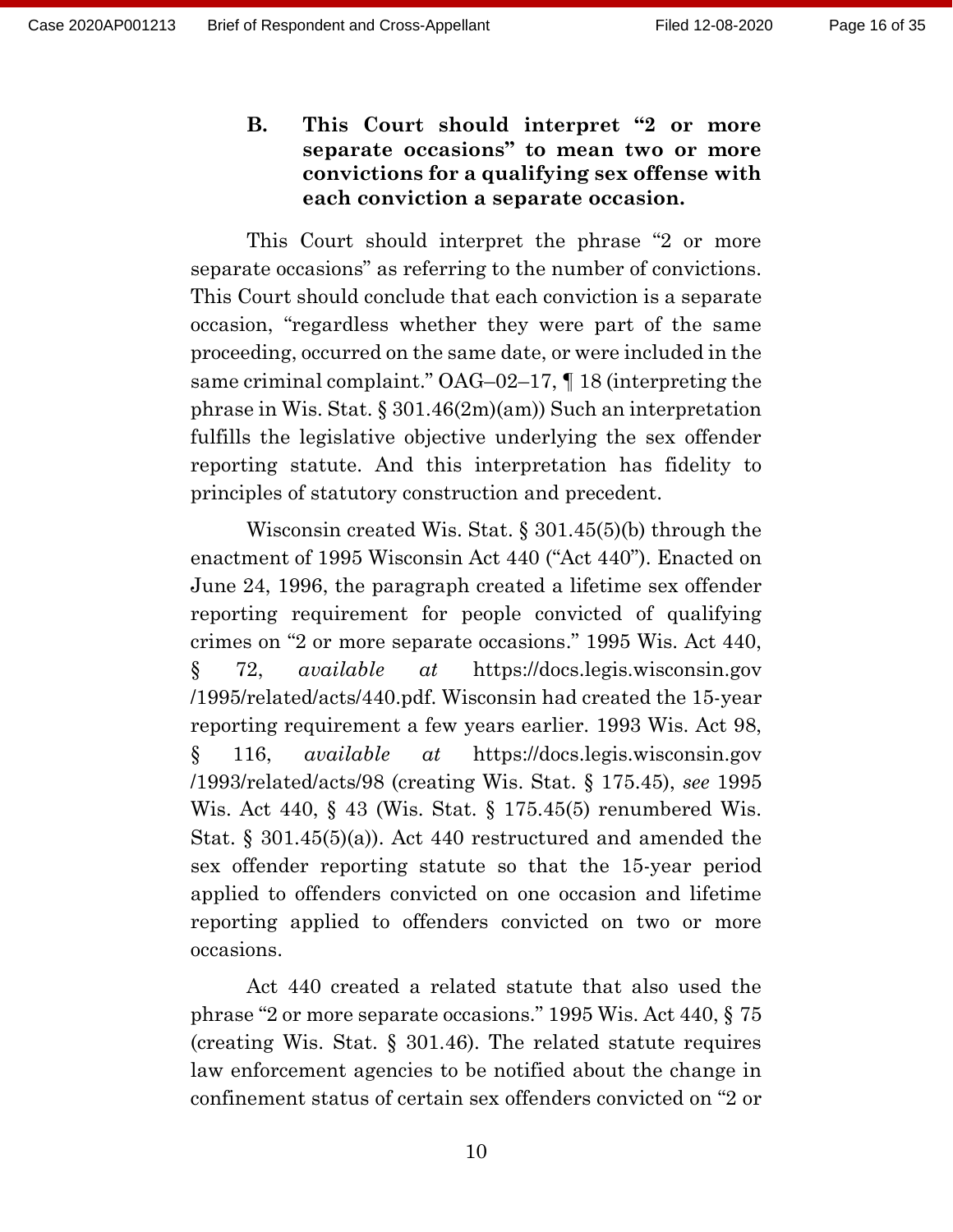### B. This Court should interpret "2 or more separate occasions" to mean two or more convictions for a qualifying sex offense with each conviction a separate occasion.

This Court should interpret the phrase "2 or more separate occasions" as referring to the number of convictions. This Court should conclude that each conviction is a separate occasion, "regardless whether they were part of the same proceeding, occurred on the same date, or were included in the same criminal complaint." OAG–02–17, ¶ 18 (interpreting the phrase in Wis. Stat. § 301.46(2m)(am)) Such an interpretation fulfills the legislative objective underlying the sex offender reporting statute. And this interpretation has fidelity to principles of statutory construction and precedent.

Wisconsin created Wis. Stat. § 301.45(5)(b) through the enactment of 1995 Wisconsin Act 440 ("Act 440"). Enacted on June 24, 1996, the paragraph created a lifetime sex offender reporting requirement for people convicted of qualifying crimes on "2 or more separate occasions." 1995 Wis. Act 440, § 72, *available at* https://docs.legis.wisconsin.gov/1995/related/acts/440.pdf. Wisconsin had created the 15-year reporting requirement a few years earlier. 1993 Wis. Act 98, § 116, *available at* https://docs.legis.wisconsin.gov/1993/related/acts/98 (creating Wis. Stat. § 175.45), *see* 1995 Wis. Act 440, § 43 (Wis. Stat. § 175.45(5) renumbered Wis. Stat. § 301.45(5)(a)). Act 440 restructured and amended the sex offender reporting statute so that the 15-year period applied to offenders convicted on one occasion and lifetime reporting applied to offenders convicted on two or more occasions.

Act 440 created a related statute that also used the phrase "2 or more separate occasions." 1995 Wis. Act 440, § 75 (creating Wis. Stat. § 301.46). The related statute requires law enforcement agencies to be notified about the change in confinement status of certain sex offenders convicted on "2 or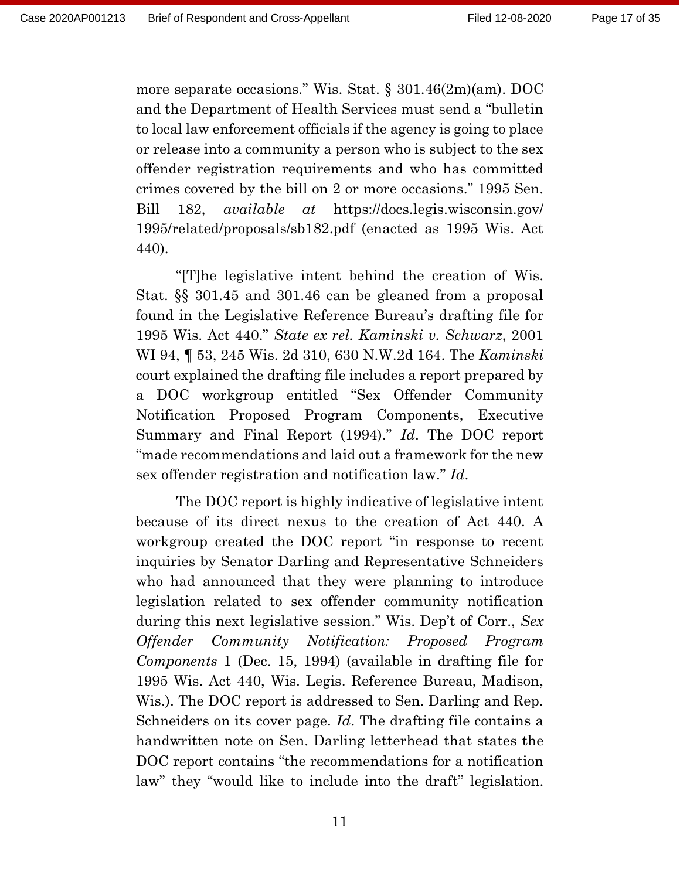more separate occasions." Wis. Stat. § 301.46(2m)(am). DOC and the Department of Health Services must send a "bulletin to local law enforcement officials if the agency is going to place or release into a community a person who is subject to the sex offender registration requirements and who has committed crimes covered by the bill on 2 or more occasions." 1995 Sen. Bill 182, *available at* https://docs.legis.wisconsin.gov/1995/related/proposals/sb182.pdf (enacted as 1995 Wis. Act 440).

"[T]he legislative intent behind the creation of Wis. Stat. §§ 301.45 and 301.46 can be gleaned from a proposal found in the Legislative Reference Bureau's drafting file for 1995 Wis. Act 440." *State ex rel. Kaminski v. Schwarz*, 2001 WI 94, ¶ 53, 245 Wis. 2d 310, 630 N.W.2d 164. The *Kaminski* court explained the drafting file includes a report prepared by a DOC workgroup entitled "Sex Offender Community Notification Proposed Program Components, Executive Summary and Final Report (1994)." *Id*. The DOC report "made recommendations and laid out a framework for the new sex offender registration and notification law." *Id*.

The DOC report is highly indicative of legislative intent because of its direct nexus to the creation of Act 440. A workgroup created the DOC report "in response to recent inquiries by Senator Darling and Representative Schneiders who had announced that they were planning to introduce legislation related to sex offender community notification during this next legislative session." Wis. Dep't of Corr., *Sex Offender Community Notification: Proposed Program Components* 1 (Dec. 15, 1994) (available in drafting file for 1995 Wis. Act 440, Wis. Legis. Reference Bureau, Madison, Wis.). The DOC report is addressed to Sen. Darling and Rep. Schneiders on its cover page. *Id*. The drafting file contains a handwritten note on Sen. Darling letterhead that states the DOC report contains "the recommendations for a notification law" they "would like to include into the draft" legislation.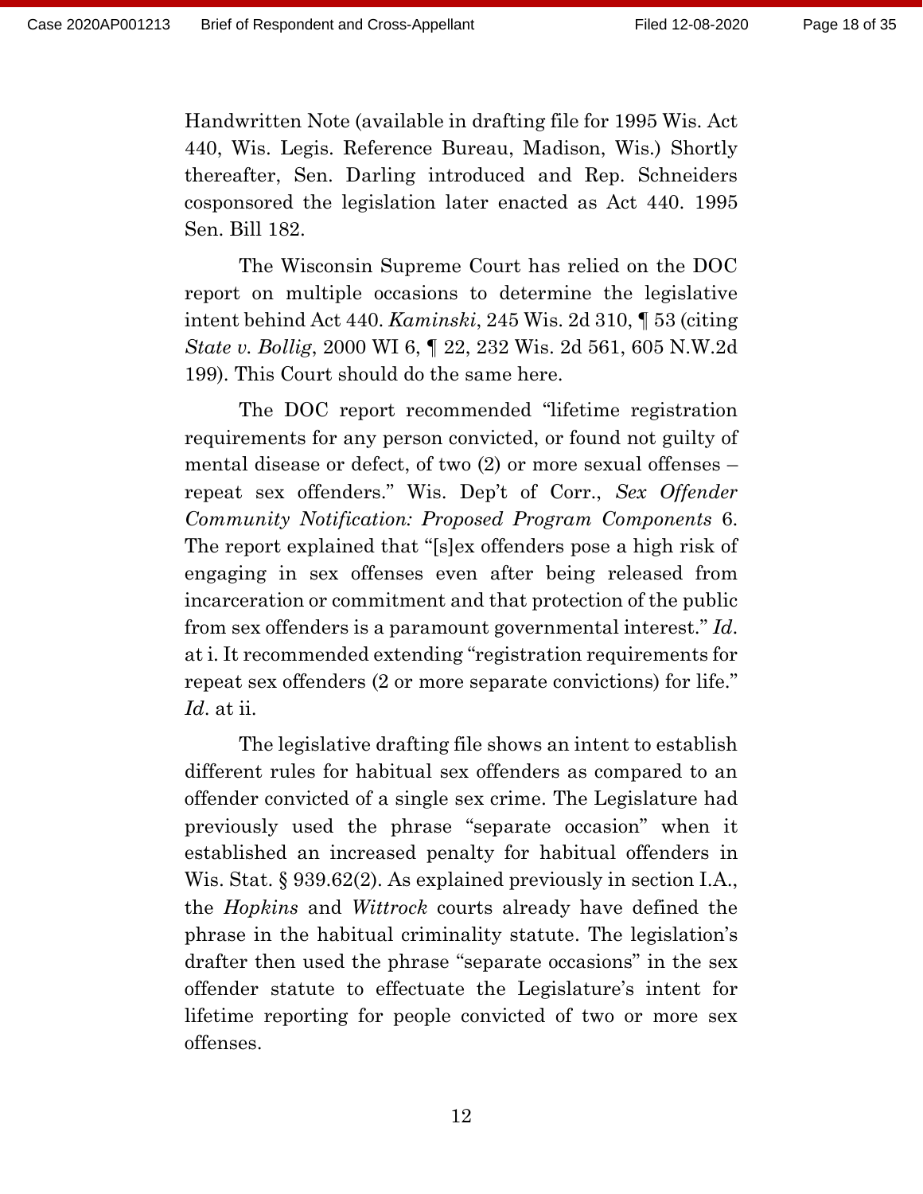Handwritten Note (available in drafting file for 1995 Wis. Act 440, Wis. Legis. Reference Bureau, Madison, Wis.) Shortly thereafter, Sen. Darling introduced and Rep. Schneiders cosponsored the legislation later enacted as Act 440. 1995 Sen. Bill 182.

The Wisconsin Supreme Court has relied on the DOC report on multiple occasions to determine the legislative intent behind Act 440. *Kaminski*, 245 Wis. 2d 310, ¶ 53 (citing *State v. Bollig*, 2000 WI 6, ¶ 22, 232 Wis. 2d 561, 605 N.W.2d 199). This Court should do the same here.

The DOC report recommended "lifetime registration requirements for any person convicted, or found not guilty of mental disease or defect, of two (2) or more sexual offenses – repeat sex offenders." Wis. Dep't of Corr., *Sex Offender Community Notification: Proposed Program Components* 6. The report explained that "[s]ex offenders pose a high risk of engaging in sex offenses even after being released from incarceration or commitment and that protection of the public from sex offenders is a paramount governmental interest." *Id*. at i. It recommended extending "registration requirements for repeat sex offenders (2 or more separate convictions) for life." *Id*. at ii.

The legislative drafting file shows an intent to establish different rules for habitual sex offenders as compared to an offender convicted of a single sex crime. The Legislature had previously used the phrase "separate occasion" when it established an increased penalty for habitual offenders in Wis. Stat. § 939.62(2). As explained previously in section I.A., the *Hopkins* and *Wittrock* courts already have defined the phrase in the habitual criminality statute. The legislation's drafter then used the phrase "separate occasions" in the sex offender statute to effectuate the Legislature's intent for lifetime reporting for people convicted of two or more sex offenses.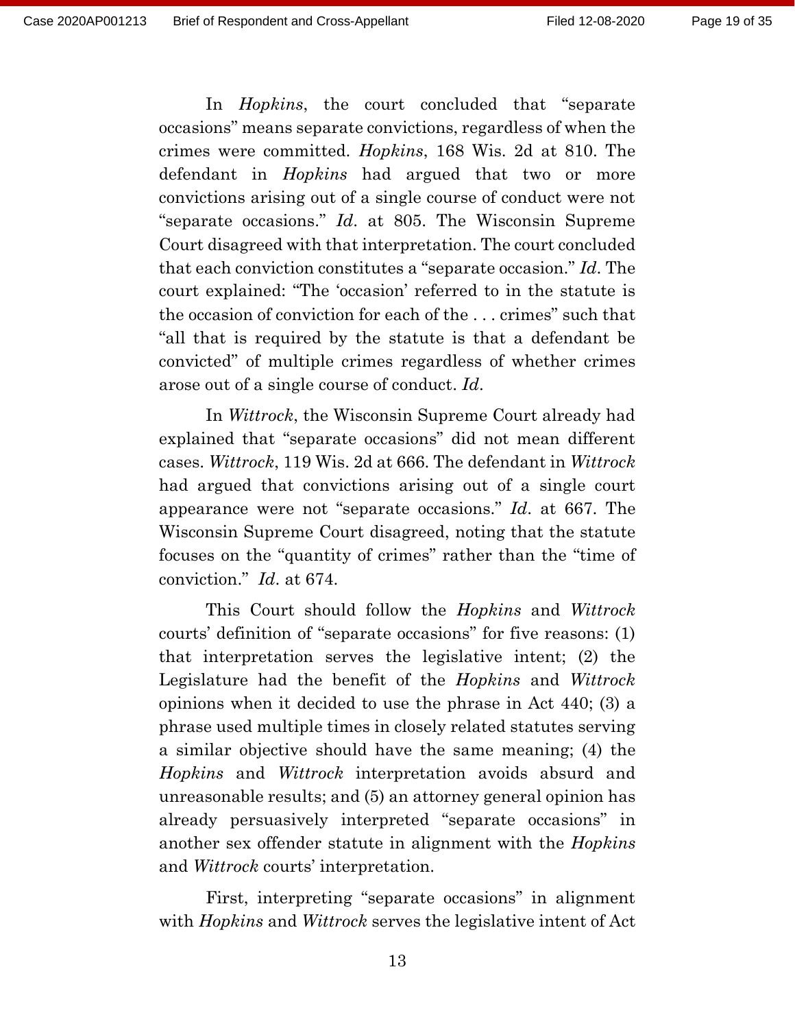In *Hopkins*, the court concluded that "separate occasions" means separate convictions, regardless of when the crimes were committed. *Hopkins*, 168 Wis. 2d at 810. The defendant in *Hopkins* had argued that two or more convictions arising out of a single course of conduct were not "separate occasions." *Id*. at 805. The Wisconsin Supreme Court disagreed with that interpretation. The court concluded that each conviction constitutes a "separate occasion." *Id*. The court explained: "The 'occasion' referred to in the statute is the occasion of conviction for each of the . . . crimes" such that "all that is required by the statute is that a defendant be convicted" of multiple crimes regardless of whether crimes arose out of a single course of conduct. *Id*.

In *Wittrock*, the Wisconsin Supreme Court already had explained that "separate occasions" did not mean different cases. *Wittrock*, 119 Wis. 2d at 666. The defendant in *Wittrock* had argued that convictions arising out of a single court appearance were not "separate occasions." *Id*. at 667. The Wisconsin Supreme Court disagreed, noting that the statute focuses on the "quantity of crimes" rather than the "time of conviction." *Id*. at 674.

This Court should follow the *Hopkins* and *Wittrock* courts' definition of "separate occasions" for five reasons: (1) that interpretation serves the legislative intent; (2) the Legislature had the benefit of the *Hopkins* and *Wittrock* opinions when it decided to use the phrase in Act 440; (3) a phrase used multiple times in closely related statutes serving a similar objective should have the same meaning; (4) the *Hopkins* and *Wittrock* interpretation avoids absurd and unreasonable results; and (5) an attorney general opinion has already persuasively interpreted "separate occasions" in another sex offender statute in alignment with the *Hopkins* and *Wittrock* courts' interpretation.

First, interpreting "separate occasions" in alignment with *Hopkins* and *Wittrock* serves the legislative intent of Act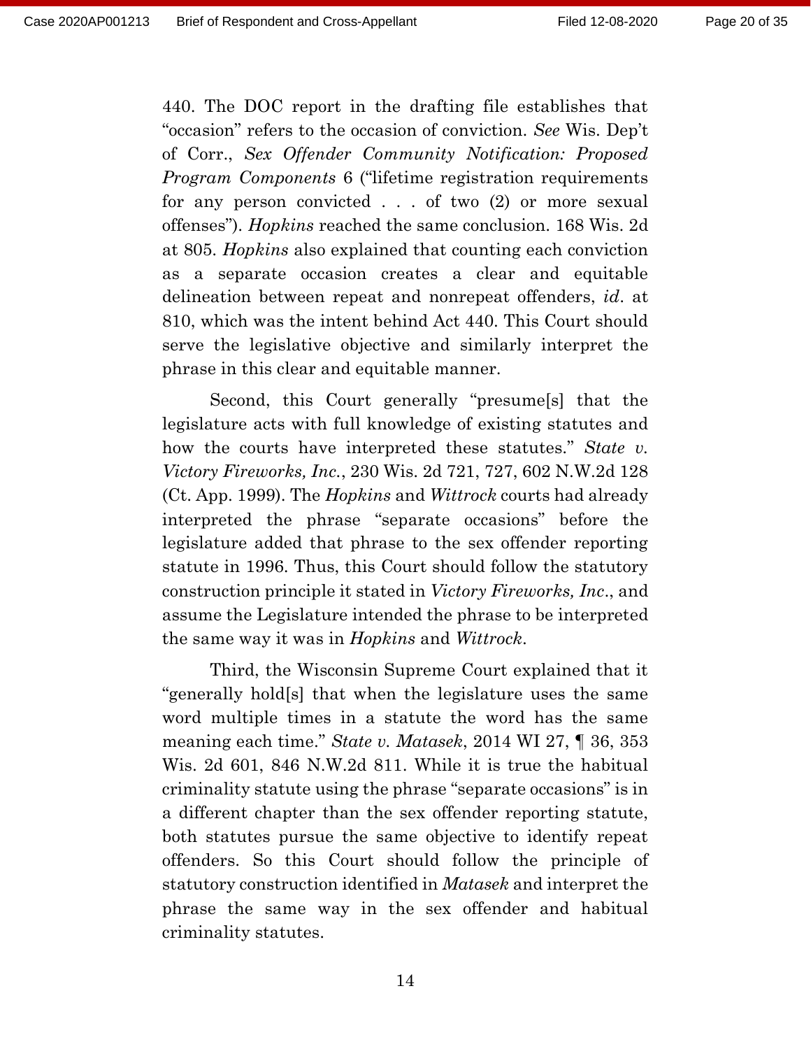440. The DOC report in the drafting file establishes that "occasion" refers to the occasion of conviction. *See* Wis. Dep't of Corr., *Sex Offender Community Notification: Proposed Program Components* 6 ("lifetime registration requirements for any person convicted . . . of two (2) or more sexual offenses"). *Hopkins* reached the same conclusion. 168 Wis. 2d at 805. *Hopkins* also explained that counting each conviction as a separate occasion creates a clear and equitable delineation between repeat and nonrepeat offenders, *id*. at 810, which was the intent behind Act 440. This Court should serve the legislative objective and similarly interpret the phrase in this clear and equitable manner.

Second, this Court generally "presume[s] that the legislature acts with full knowledge of existing statutes and how the courts have interpreted these statutes." *State v. Victory Fireworks, Inc.*, 230 Wis. 2d 721, 727, 602 N.W.2d 128 (Ct. App. 1999). The *Hopkins* and *Wittrock* courts had already interpreted the phrase "separate occasions" before the legislature added that phrase to the sex offender reporting statute in 1996. Thus, this Court should follow the statutory construction principle it stated in *Victory Fireworks, Inc*., and assume the Legislature intended the phrase to be interpreted the same way it was in *Hopkins* and *Wittrock*.

Third, the Wisconsin Supreme Court explained that it "generally hold[s] that when the legislature uses the same word multiple times in a statute the word has the same meaning each time." *State v. Matasek*, 2014 WI 27, ¶ 36, 353 Wis. 2d 601, 846 N.W.2d 811. While it is true the habitual criminality statute using the phrase "separate occasions" is in a different chapter than the sex offender reporting statute, both statutes pursue the same objective to identify repeat offenders. So this Court should follow the principle of statutory construction identified in *Matasek* and interpret the phrase the same way in the sex offender and habitual criminality statutes.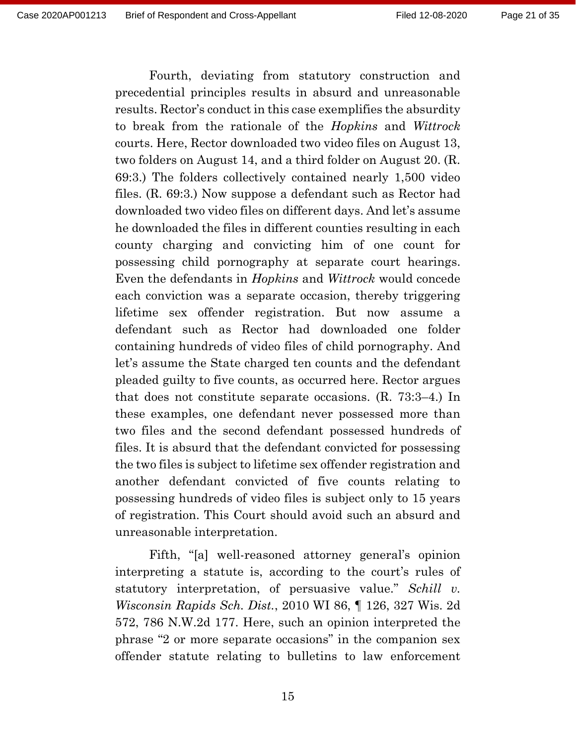Fourth, deviating from statutory construction and precedential principles results in absurd and unreasonable results. Rector's conduct in this case exemplifies the absurdity to break from the rationale of the *Hopkins* and *Wittrock* courts. Here, Rector downloaded two video files on August 13, two folders on August 14, and a third folder on August 20. (R. 69:3.) The folders collectively contained nearly 1,500 video files. (R. 69:3.) Now suppose a defendant such as Rector had downloaded two video files on different days. And let's assume he downloaded the files in different counties resulting in each county charging and convicting him of one count for possessing child pornography at separate court hearings. Even the defendants in *Hopkins* and *Wittrock* would concede each conviction was a separate occasion, thereby triggering lifetime sex offender registration. But now assume a defendant such as Rector had downloaded one folder containing hundreds of video files of child pornography. And let's assume the State charged ten counts and the defendant pleaded guilty to five counts, as occurred here. Rector argues that does not constitute separate occasions. (R. 73:3–4.) In these examples, one defendant never possessed more than two files and the second defendant possessed hundreds of files. It is absurd that the defendant convicted for possessing the two files is subject to lifetime sex offender registration and another defendant convicted of five counts relating to possessing hundreds of video files is subject only to 15 years of registration. This Court should avoid such an absurd and unreasonable interpretation.

Fifth, "[a] well-reasoned attorney general's opinion interpreting a statute is, according to the court's rules of statutory interpretation, of persuasive value." *Schill v. Wisconsin Rapids Sch. Dist.*, 2010 WI 86, ¶ 126, 327 Wis. 2d 572, 786 N.W.2d 177. Here, such an opinion interpreted the phrase "2 or more separate occasions" in the companion sex offender statute relating to bulletins to law enforcement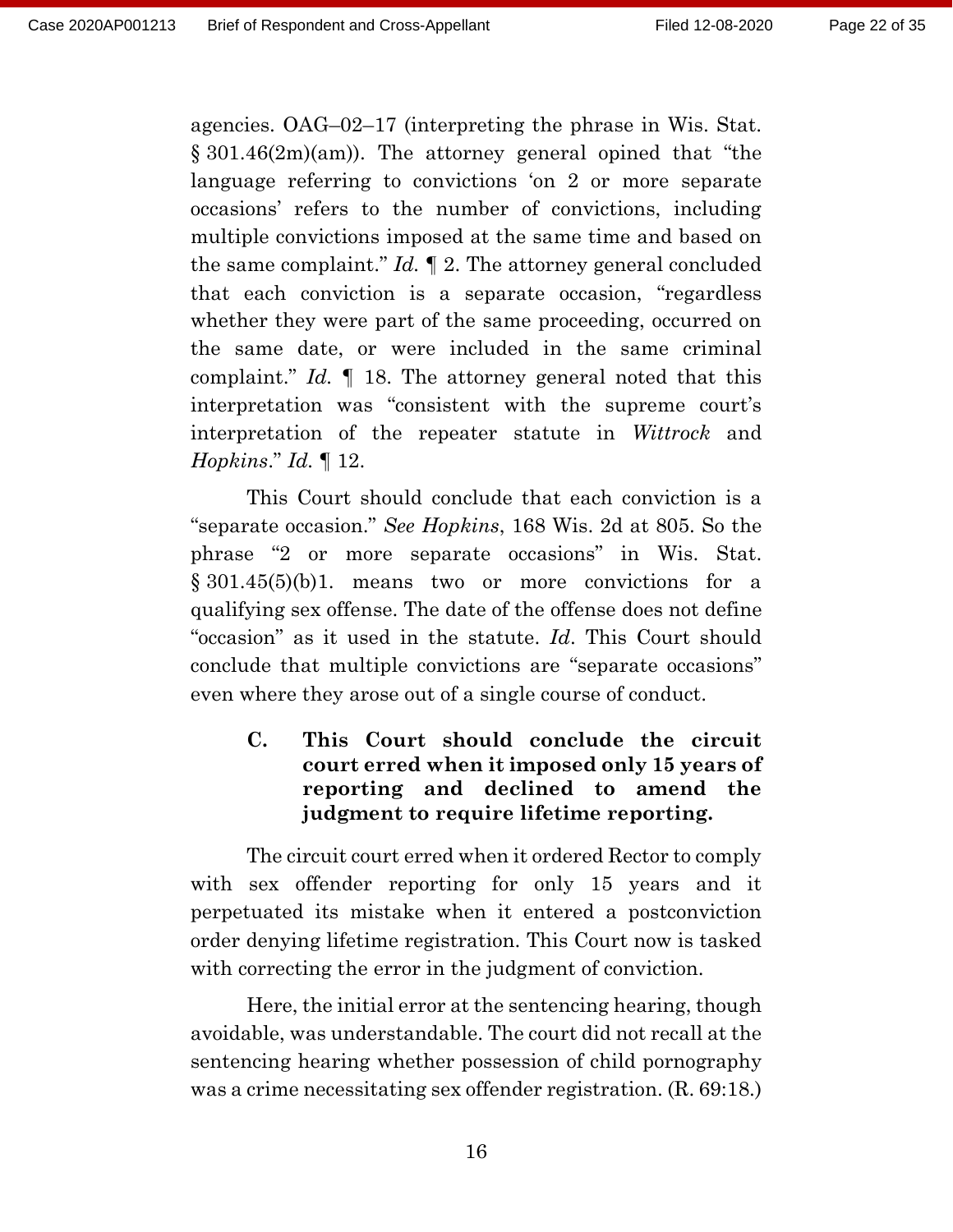agencies. OAG–02–17 (interpreting the phrase in Wis. Stat. § 301.46(2m)(am)). The attorney general opined that "the language referring to convictions 'on 2 or more separate occasions' refers to the number of convictions, including multiple convictions imposed at the same time and based on the same complaint." *Id.* ¶ 2. The attorney general concluded that each conviction is a separate occasion, "regardless whether they were part of the same proceeding, occurred on the same date, or were included in the same criminal complaint." *Id.* ¶ 18. The attorney general noted that this interpretation was "consistent with the supreme court's interpretation of the repeater statute in *Wittrock* and *Hopkins*." *Id.* ¶ 12.

This Court should conclude that each conviction is a "separate occasion." *See Hopkins*, 168 Wis. 2d at 805. So the phrase "2 or more separate occasions" in Wis. Stat. § 301.45(5)(b)1. means two or more convictions for a qualifying sex offense. The date of the offense does not define "occasion" as it used in the statute. *Id*. This Court should conclude that multiple convictions are "separate occasions" even where they arose out of a single course of conduct.

### C. This Court should conclude the circuit court erred when it imposed only 15 years of reporting and declined to amend the judgment to require lifetime reporting.

The circuit court erred when it ordered Rector to comply with sex offender reporting for only 15 years and it perpetuated its mistake when it entered a postconviction order denying lifetime registration. This Court now is tasked with correcting the error in the judgment of conviction.

Here, the initial error at the sentencing hearing, though avoidable, was understandable. The court did not recall at the sentencing hearing whether possession of child pornography was a crime necessitating sex offender registration. (R. 69:18.)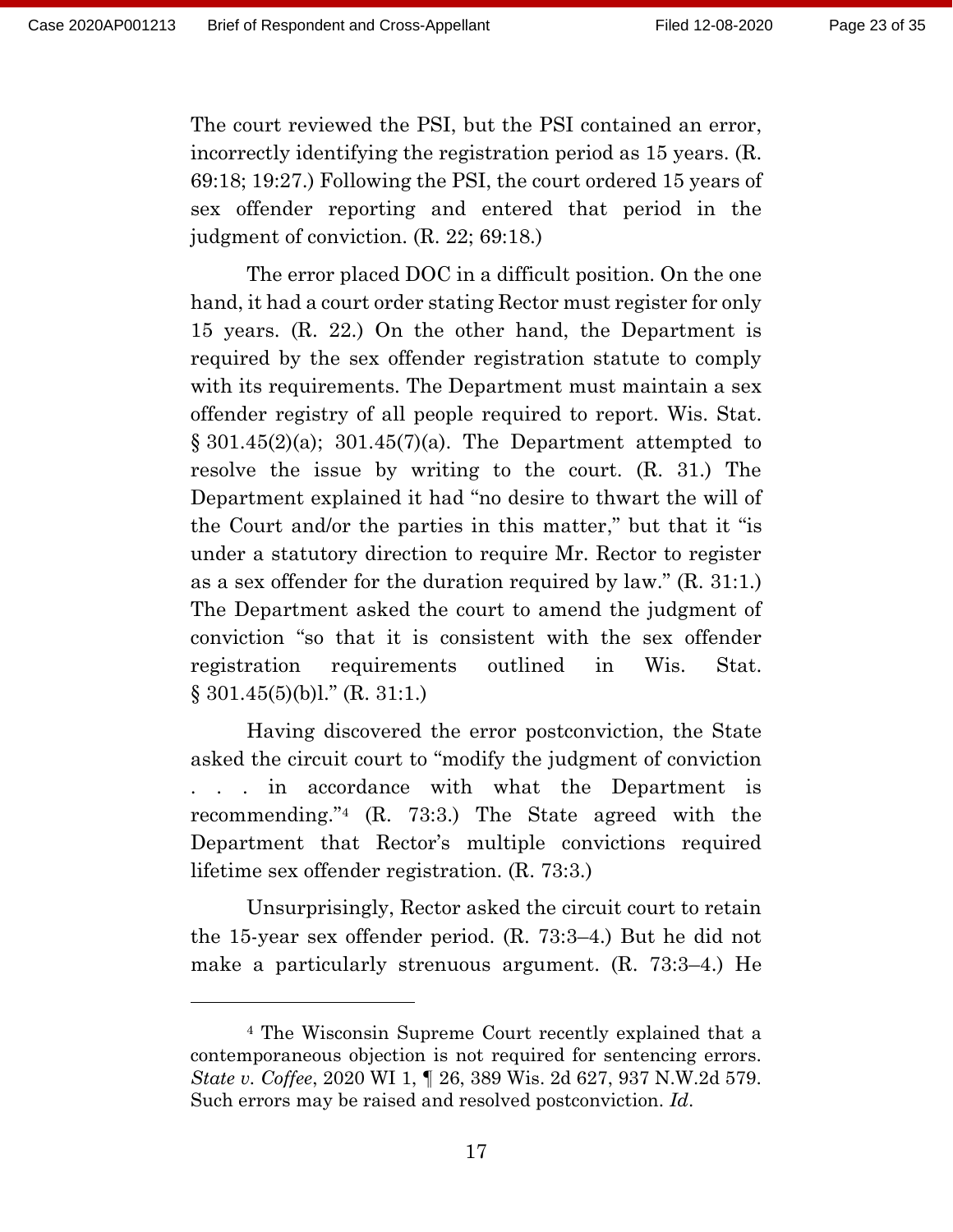The court reviewed the PSI, but the PSI contained an error, incorrectly identifying the registration period as 15 years. (R. 69:18; 19:27.) Following the PSI, the court ordered 15 years of sex offender reporting and entered that period in the judgment of conviction. (R. 22; 69:18.)

The error placed DOC in a difficult position. On the one hand, it had a court order stating Rector must register for only 15 years. (R. 22.) On the other hand, the Department is required by the sex offender registration statute to comply with its requirements. The Department must maintain a sex offender registry of all people required to report. Wis. Stat. § 301.45(2)(a); 301.45(7)(a). The Department attempted to resolve the issue by writing to the court. (R. 31.) The Department explained it had "no desire to thwart the will of the Court and/or the parties in this matter," but that it "is under a statutory direction to require Mr. Rector to register as a sex offender for the duration required by law." (R. 31:1.) The Department asked the court to amend the judgment of conviction "so that it is consistent with the sex offender registration requirements outlined in Wis. Stat. § 301.45(5)(b)l." (R. 31:1.)

Having discovered the error postconviction, the State asked the circuit court to "modify the judgment of conviction . . . in accordance with what the Department is recommending."[4] (R. 73:3.) The State agreed with the Department that Rector's multiple convictions required lifetime sex offender registration. (R. 73:3.)

Unsurprisingly, Rector asked the circuit court to retain the 15-year sex offender period. (R. 73:3–4.) But he did not make a particularly strenuous argument. (R. 73:3–4.) He

---

[4] The Wisconsin Supreme Court recently explained that a contemporaneous objection is not required for sentencing errors. *State v. Coffee*, 2020 WI 1, ¶ 26, 389 Wis. 2d 627, 937 N.W.2d 579. Such errors may be raised and resolved postconviction. *Id*.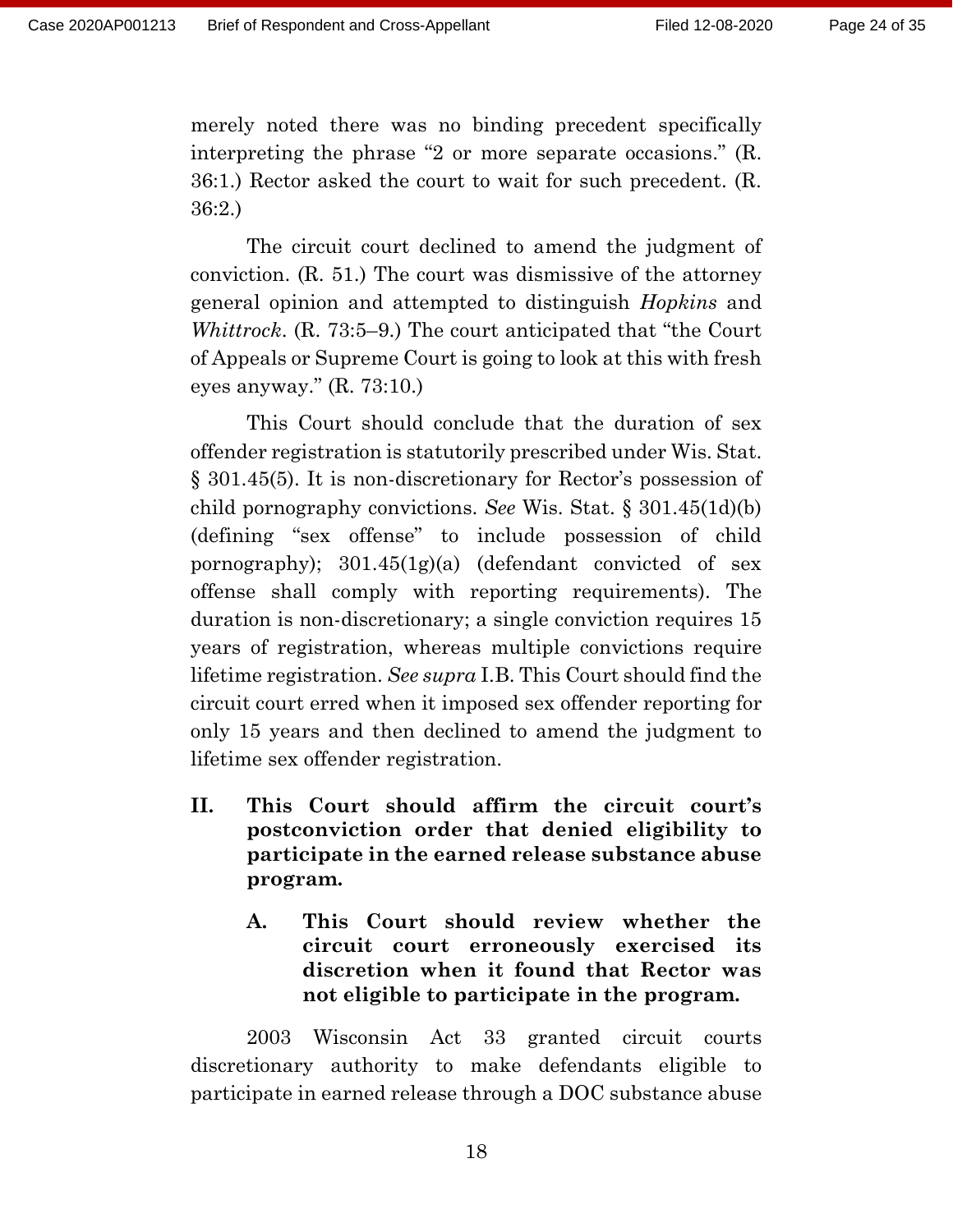merely noted there was no binding precedent specifically interpreting the phrase "2 or more separate occasions." (R. 36:1.) Rector asked the court to wait for such precedent. (R. 36:2.)

The circuit court declined to amend the judgment of conviction. (R. 51.) The court was dismissive of the attorney general opinion and attempted to distinguish *Hopkins* and *Whittrock*. (R. 73:5–9.) The court anticipated that "the Court of Appeals or Supreme Court is going to look at this with fresh eyes anyway." (R. 73:10.)

This Court should conclude that the duration of sex offender registration is statutorily prescribed under Wis. Stat. § 301.45(5). It is non-discretionary for Rector's possession of child pornography convictions. *See* Wis. Stat. § 301.45(1d)(b) (defining "sex offense" to include possession of child pornography); 301.45(1g)(a) (defendant convicted of sex offense shall comply with reporting requirements). The duration is non-discretionary; a single conviction requires 15 years of registration, whereas multiple convictions require lifetime registration. *See supra* I.B. This Court should find the circuit court erred when it imposed sex offender reporting for only 15 years and then declined to amend the judgment to lifetime sex offender registration.

## II. This Court should affirm the circuit court's postconviction order that denied eligibility to participate in the earned release substance abuse program.

### A. This Court should review whether the circuit court erroneously exercised its discretion when it found that Rector was not eligible to participate in the program.

2003 Wisconsin Act 33 granted circuit courts discretionary authority to make defendants eligible to participate in earned release through a DOC substance abuse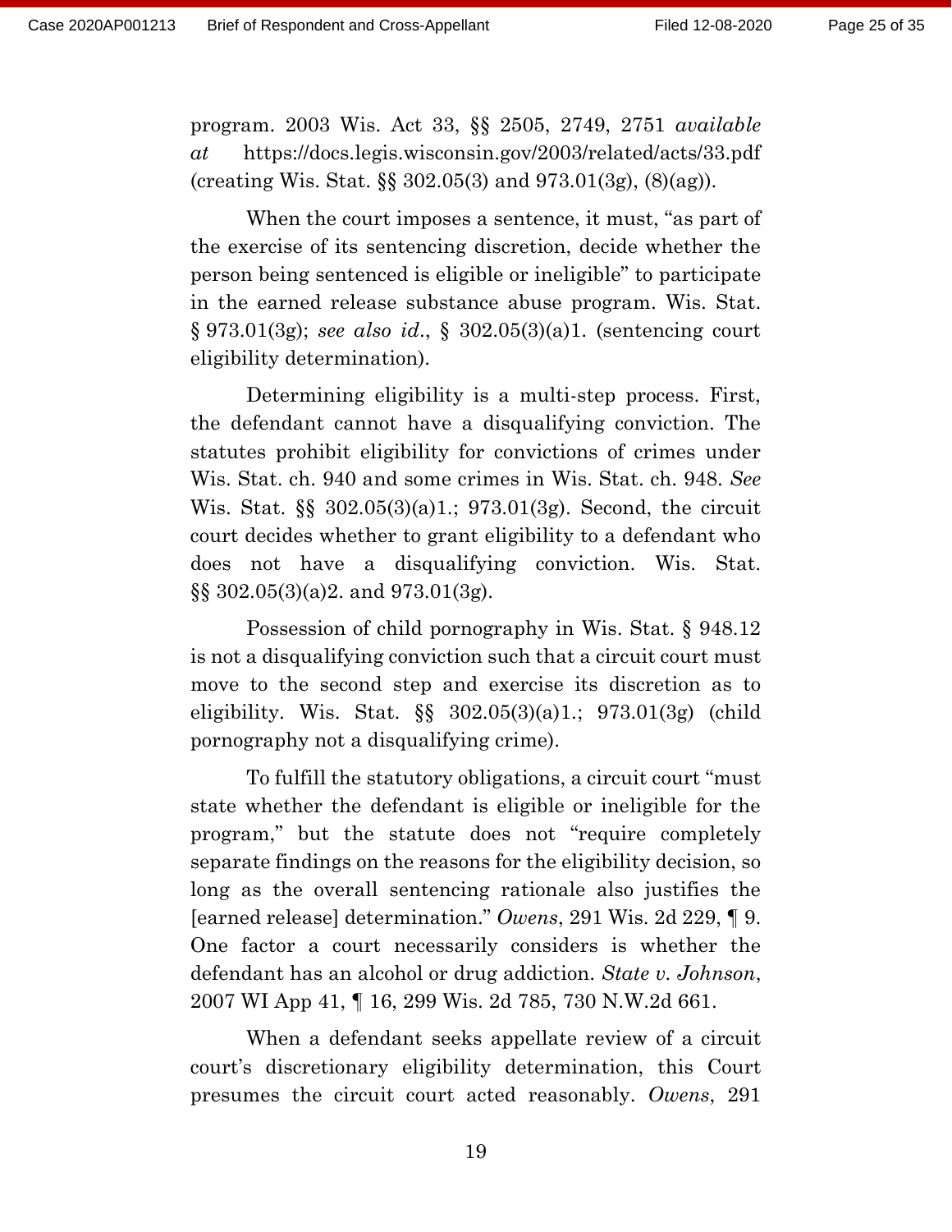program. 2003 Wis. Act 33, §§ 2505, 2749, 2751 *available at* https://docs.legis.wisconsin.gov/2003/related/acts/33.pdf (creating Wis. Stat. §§ 302.05(3) and 973.01(3g), (8)(ag)).

When the court imposes a sentence, it must, "as part of the exercise of its sentencing discretion, decide whether the person being sentenced is eligible or ineligible" to participate in the earned release substance abuse program. Wis. Stat. § 973.01(3g); *see also id.*, § 302.05(3)(a)1. (sentencing court eligibility determination).

Determining eligibility is a multi-step process. First, the defendant cannot have a disqualifying conviction. The statutes prohibit eligibility for convictions of crimes under Wis. Stat. ch. 940 and some crimes in Wis. Stat. ch. 948. *See* Wis. Stat. §§ 302.05(3)(a)1.; 973.01(3g). Second, the circuit court decides whether to grant eligibility to a defendant who does not have a disqualifying conviction. Wis. Stat. §§ 302.05(3)(a)2. and 973.01(3g).

Possession of child pornography in Wis. Stat. § 948.12 is not a disqualifying conviction such that a circuit court must move to the second step and exercise its discretion as to eligibility. Wis. Stat. §§ 302.05(3)(a)1.; 973.01(3g) (child pornography not a disqualifying crime).

To fulfill the statutory obligations, a circuit court "must state whether the defendant is eligible or ineligible for the program," but the statute does not "require completely separate findings on the reasons for the eligibility decision, so long as the overall sentencing rationale also justifies the [earned release] determination." *Owens*, 291 Wis. 2d 229, ¶ 9. One factor a court necessarily considers is whether the defendant has an alcohol or drug addiction. *State v. Johnson*, 2007 WI App 41, ¶ 16, 299 Wis. 2d 785, 730 N.W.2d 661.

When a defendant seeks appellate review of a circuit court's discretionary eligibility determination, this Court presumes the circuit court acted reasonably. *Owens*, 291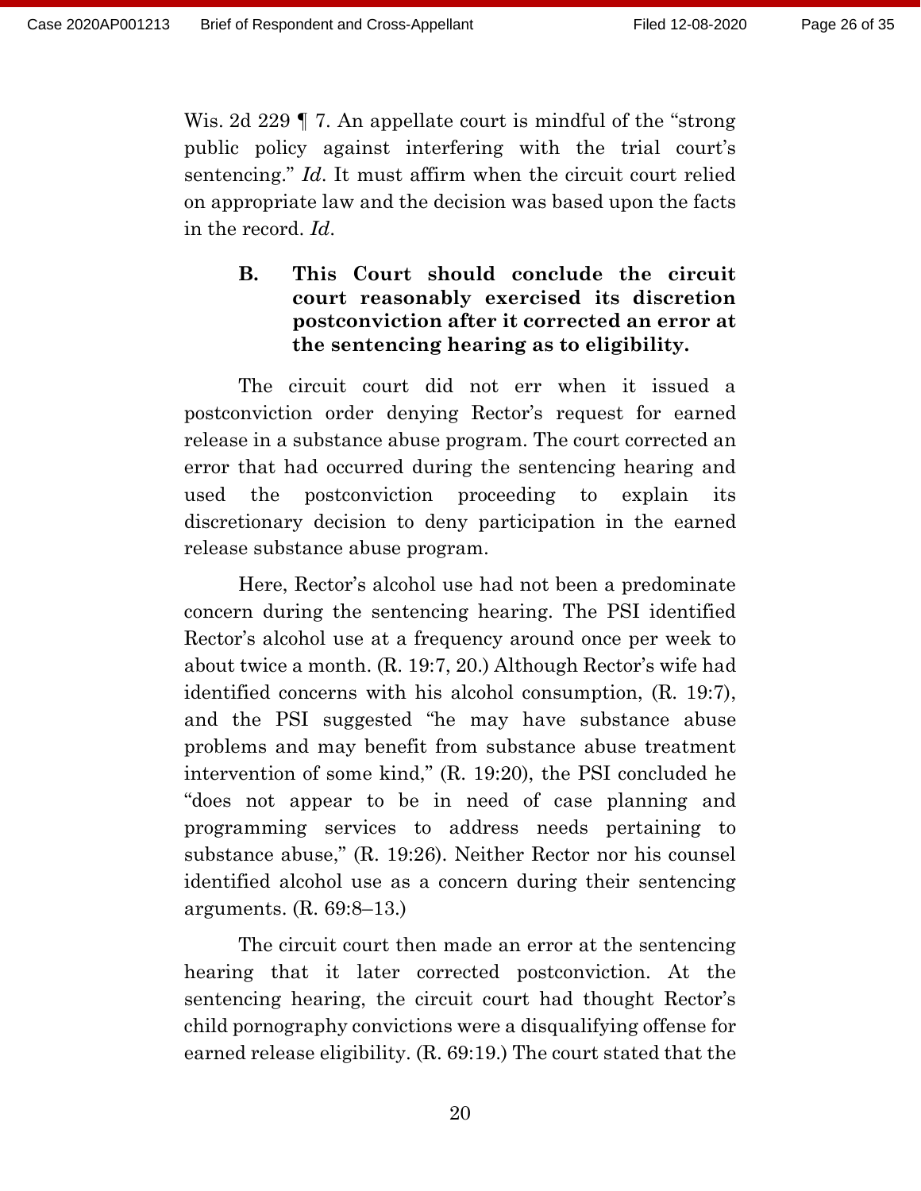Wis. 2d 229 ¶ 7. An appellate court is mindful of the "strong public policy against interfering with the trial court's sentencing." *Id*. It must affirm when the circuit court relied on appropriate law and the decision was based upon the facts in the record. *Id*.

### B. This Court should conclude the circuit court reasonably exercised its discretion postconviction after it corrected an error at the sentencing hearing as to eligibility.

The circuit court did not err when it issued a postconviction order denying Rector's request for earned release in a substance abuse program. The court corrected an error that had occurred during the sentencing hearing and used the postconviction proceeding to explain its discretionary decision to deny participation in the earned release substance abuse program.

Here, Rector's alcohol use had not been a predominate concern during the sentencing hearing. The PSI identified Rector's alcohol use at a frequency around once per week to about twice a month. (R. 19:7, 20.) Although Rector's wife had identified concerns with his alcohol consumption, (R. 19:7), and the PSI suggested "he may have substance abuse problems and may benefit from substance abuse treatment intervention of some kind," (R. 19:20), the PSI concluded he "does not appear to be in need of case planning and programming services to address needs pertaining to substance abuse," (R. 19:26). Neither Rector nor his counsel identified alcohol use as a concern during their sentencing arguments. (R. 69:8–13.)

The circuit court then made an error at the sentencing hearing that it later corrected postconviction. At the sentencing hearing, the circuit court had thought Rector's child pornography convictions were a disqualifying offense for earned release eligibility. (R. 69:19.) The court stated that the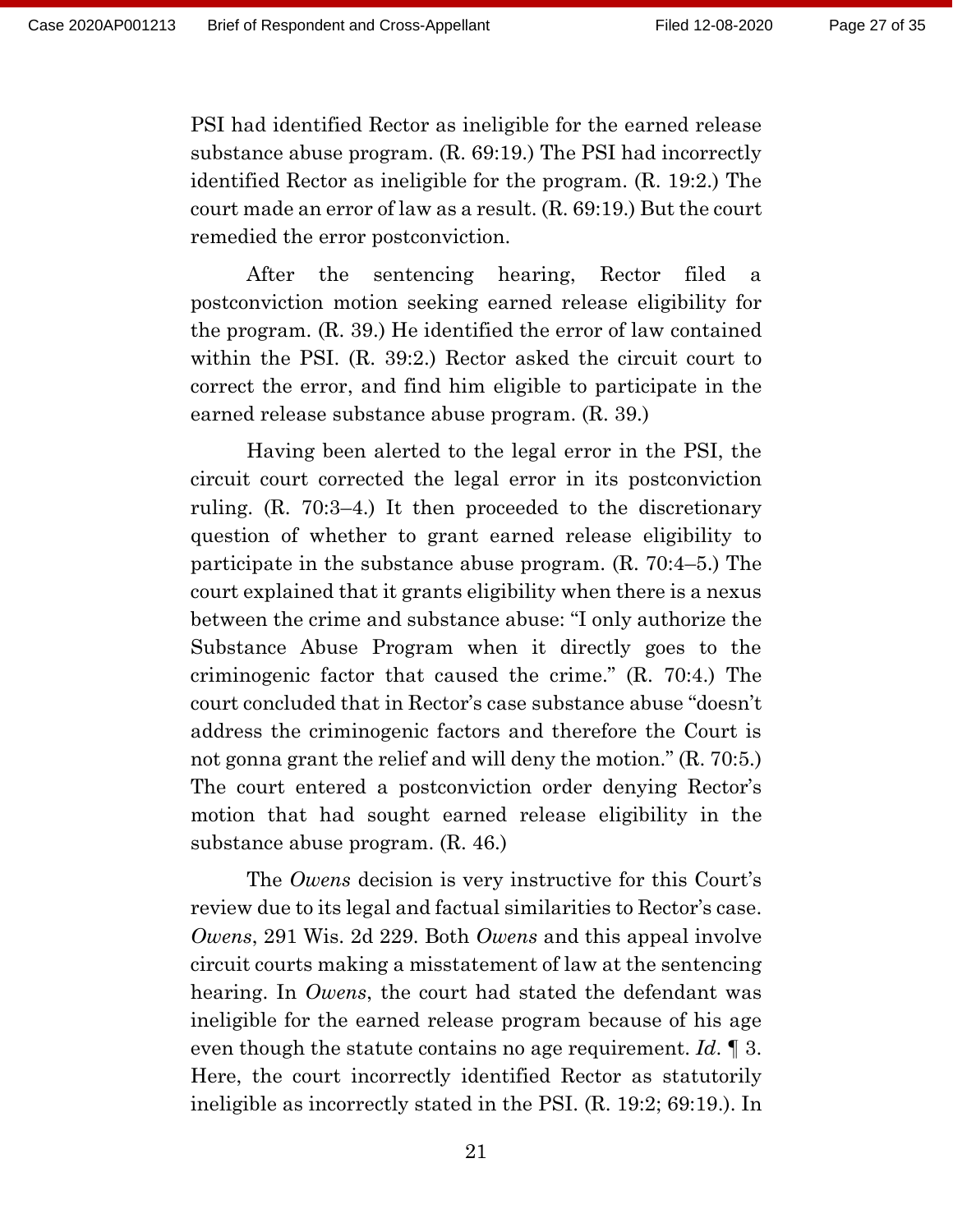PSI had identified Rector as ineligible for the earned release substance abuse program. (R. 69:19.) The PSI had incorrectly identified Rector as ineligible for the program. (R. 19:2.) The court made an error of law as a result. (R. 69:19.) But the court remedied the error postconviction.

After the sentencing hearing, Rector filed a postconviction motion seeking earned release eligibility for the program. (R. 39.) He identified the error of law contained within the PSI. (R. 39:2.) Rector asked the circuit court to correct the error, and find him eligible to participate in the earned release substance abuse program. (R. 39.)

Having been alerted to the legal error in the PSI, the circuit court corrected the legal error in its postconviction ruling. (R. 70:3–4.) It then proceeded to the discretionary question of whether to grant earned release eligibility to participate in the substance abuse program. (R. 70:4–5.) The court explained that it grants eligibility when there is a nexus between the crime and substance abuse: "I only authorize the Substance Abuse Program when it directly goes to the criminogenic factor that caused the crime." (R. 70:4.) The court concluded that in Rector's case substance abuse "doesn't address the criminogenic factors and therefore the Court is not gonna grant the relief and will deny the motion." (R. 70:5.) The court entered a postconviction order denying Rector's motion that had sought earned release eligibility in the substance abuse program. (R. 46.)

The *Owens* decision is very instructive for this Court's review due to its legal and factual similarities to Rector's case. *Owens*, 291 Wis. 2d 229. Both *Owens* and this appeal involve circuit courts making a misstatement of law at the sentencing hearing. In *Owens*, the court had stated the defendant was ineligible for the earned release program because of his age even though the statute contains no age requirement. *Id*. ¶ 3. Here, the court incorrectly identified Rector as statutorily ineligible as incorrectly stated in the PSI. (R. 19:2; 69:19.). In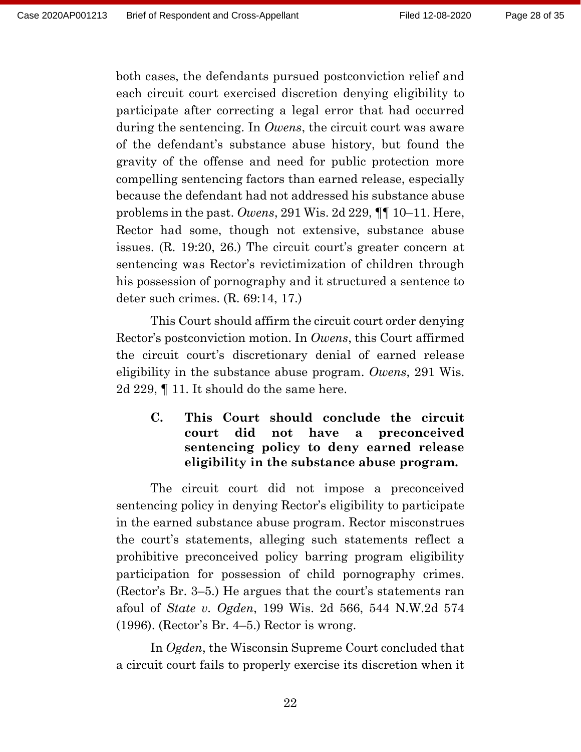both cases, the defendants pursued postconviction relief and each circuit court exercised discretion denying eligibility to participate after correcting a legal error that had occurred during the sentencing. In *Owens*, the circuit court was aware of the defendant's substance abuse history, but found the gravity of the offense and need for public protection more compelling sentencing factors than earned release, especially because the defendant had not addressed his substance abuse problems in the past. *Owens*, 291 Wis. 2d 229, ¶¶ 10–11. Here, Rector had some, though not extensive, substance abuse issues. (R. 19:20, 26.) The circuit court's greater concern at sentencing was Rector's revictimization of children through his possession of pornography and it structured a sentence to deter such crimes. (R. 69:14, 17.)

This Court should affirm the circuit court order denying Rector's postconviction motion. In *Owens*, this Court affirmed the circuit court's discretionary denial of earned release eligibility in the substance abuse program. *Owens*, 291 Wis. 2d 229, ¶ 11. It should do the same here.

### C. This Court should conclude the circuit court did not have a preconceived sentencing policy to deny earned release eligibility in the substance abuse program.

The circuit court did not impose a preconceived sentencing policy in denying Rector's eligibility to participate in the earned substance abuse program. Rector misconstrues the court's statements, alleging such statements reflect a prohibitive preconceived policy barring program eligibility participation for possession of child pornography crimes. (Rector's Br. 3–5.) He argues that the court's statements ran afoul of *State v. Ogden*, 199 Wis. 2d 566, 544 N.W.2d 574 (1996). (Rector's Br. 4–5.) Rector is wrong.

In *Ogden*, the Wisconsin Supreme Court concluded that a circuit court fails to properly exercise its discretion when it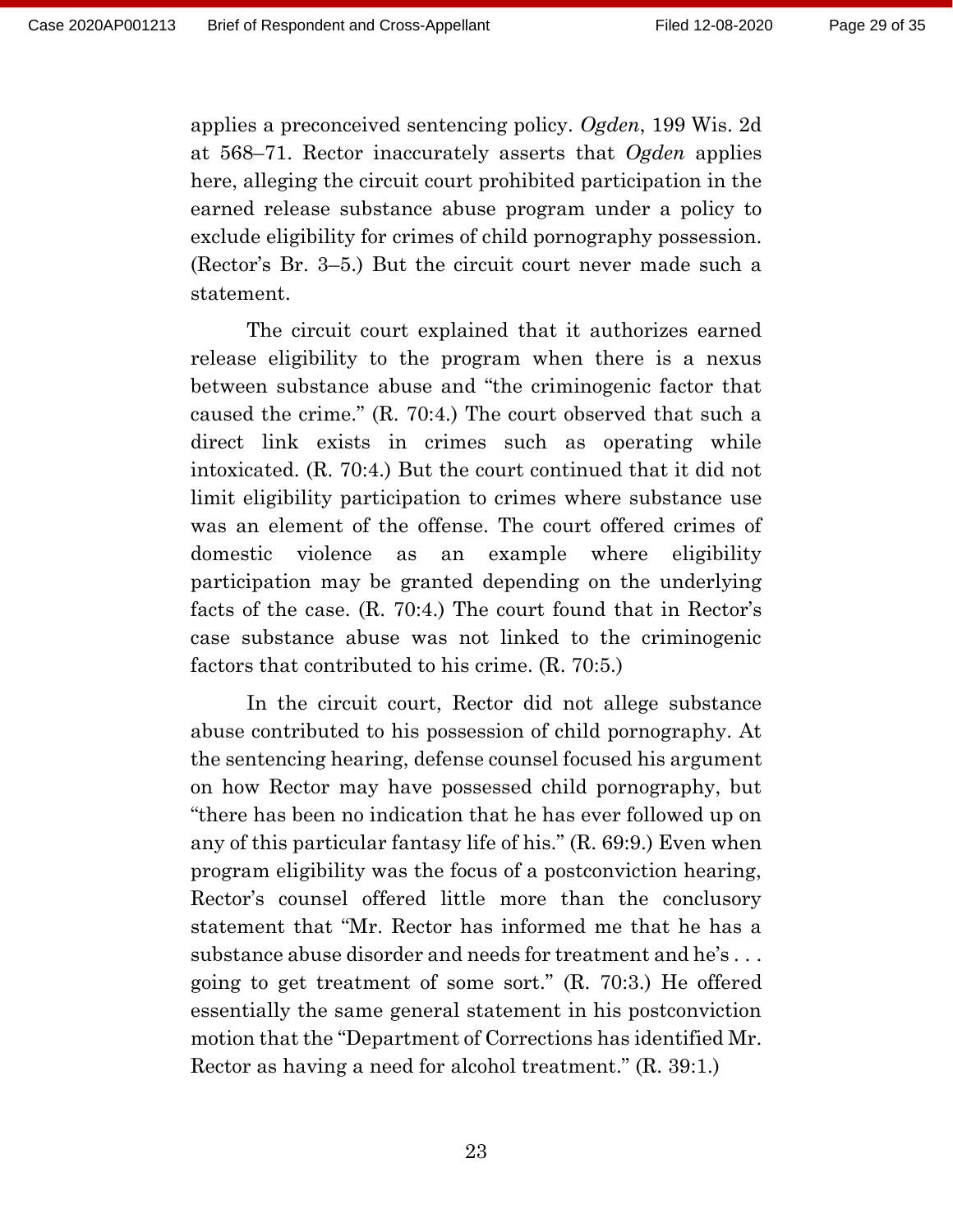applies a preconceived sentencing policy. *Ogden*, 199 Wis. 2d at 568–71. Rector inaccurately asserts that *Ogden* applies here, alleging the circuit court prohibited participation in the earned release substance abuse program under a policy to exclude eligibility for crimes of child pornography possession. (Rector's Br. 3–5.) But the circuit court never made such a statement.

The circuit court explained that it authorizes earned release eligibility to the program when there is a nexus between substance abuse and "the criminogenic factor that caused the crime." (R. 70:4.) The court observed that such a direct link exists in crimes such as operating while intoxicated. (R. 70:4.) But the court continued that it did not limit eligibility participation to crimes where substance use was an element of the offense. The court offered crimes of domestic violence as an example where eligibility participation may be granted depending on the underlying facts of the case. (R. 70:4.) The court found that in Rector's case substance abuse was not linked to the criminogenic factors that contributed to his crime. (R. 70:5.)

In the circuit court, Rector did not allege substance abuse contributed to his possession of child pornography. At the sentencing hearing, defense counsel focused his argument on how Rector may have possessed child pornography, but "there has been no indication that he has ever followed up on any of this particular fantasy life of his." (R. 69:9.) Even when program eligibility was the focus of a postconviction hearing, Rector's counsel offered little more than the conclusory statement that "Mr. Rector has informed me that he has a substance abuse disorder and needs for treatment and he's . . . going to get treatment of some sort." (R. 70:3.) He offered essentially the same general statement in his postconviction motion that the "Department of Corrections has identified Mr. Rector as having a need for alcohol treatment." (R. 39:1.)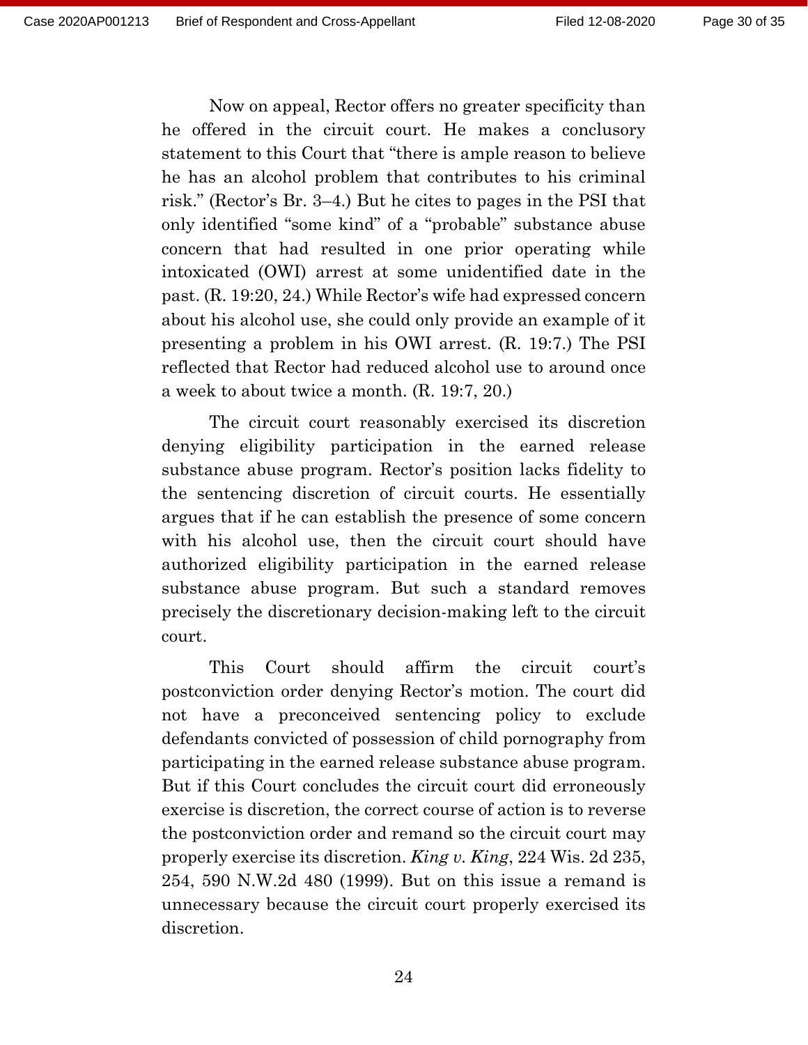Now on appeal, Rector offers no greater specificity than he offered in the circuit court. He makes a conclusory statement to this Court that "there is ample reason to believe he has an alcohol problem that contributes to his criminal risk." (Rector's Br. 3–4.) But he cites to pages in the PSI that only identified "some kind" of a "probable" substance abuse concern that had resulted in one prior operating while intoxicated (OWI) arrest at some unidentified date in the past. (R. 19:20, 24.) While Rector's wife had expressed concern about his alcohol use, she could only provide an example of it presenting a problem in his OWI arrest. (R. 19:7.) The PSI reflected that Rector had reduced alcohol use to around once a week to about twice a month. (R. 19:7, 20.)

The circuit court reasonably exercised its discretion denying eligibility participation in the earned release substance abuse program. Rector's position lacks fidelity to the sentencing discretion of circuit courts. He essentially argues that if he can establish the presence of some concern with his alcohol use, then the circuit court should have authorized eligibility participation in the earned release substance abuse program. But such a standard removes precisely the discretionary decision-making left to the circuit court.

This Court should affirm the circuit court's postconviction order denying Rector's motion. The court did not have a preconceived sentencing policy to exclude defendants convicted of possession of child pornography from participating in the earned release substance abuse program. But if this Court concludes the circuit court did erroneously exercise is discretion, the correct course of action is to reverse the postconviction order and remand so the circuit court may properly exercise its discretion. *King v. King*, 224 Wis. 2d 235, 254, 590 N.W.2d 480 (1999). But on this issue a remand is unnecessary because the circuit court properly exercised its discretion.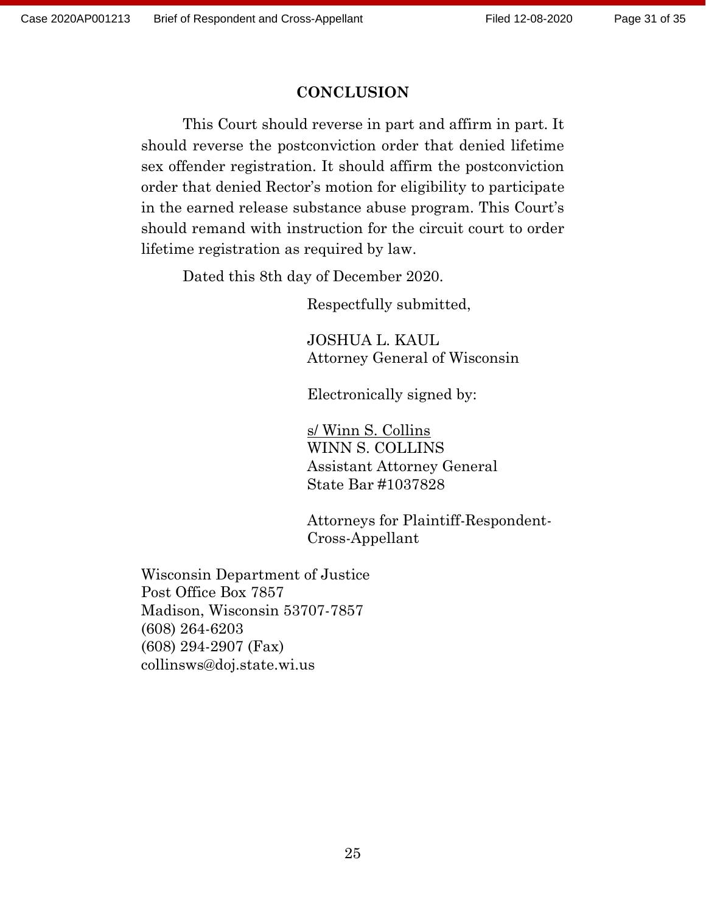## CONCLUSION

This Court should reverse in part and affirm in part. It should reverse the postconviction order that denied lifetime sex offender registration. It should affirm the postconviction order that denied Rector's motion for eligibility to participate in the earned release substance abuse program. This Court's should remand with instruction for the circuit court to order lifetime registration as required by law.

Dated this 8th day of December 2020.

Respectfully submitted,

JOSHUA L. KAUL
Attorney General of Wisconsin

Electronically signed by:

s/ Winn S. Collins
WINN S. COLLINS
Assistant Attorney General
State Bar #1037828

Attorneys for Plaintiff-Respondent-Cross-Appellant

Wisconsin Department of Justice
Post Office Box 7857
Madison, Wisconsin 53707-7857
(608) 264-6203
(608) 294-2907 (Fax)
collinsws@doj.state.wi.us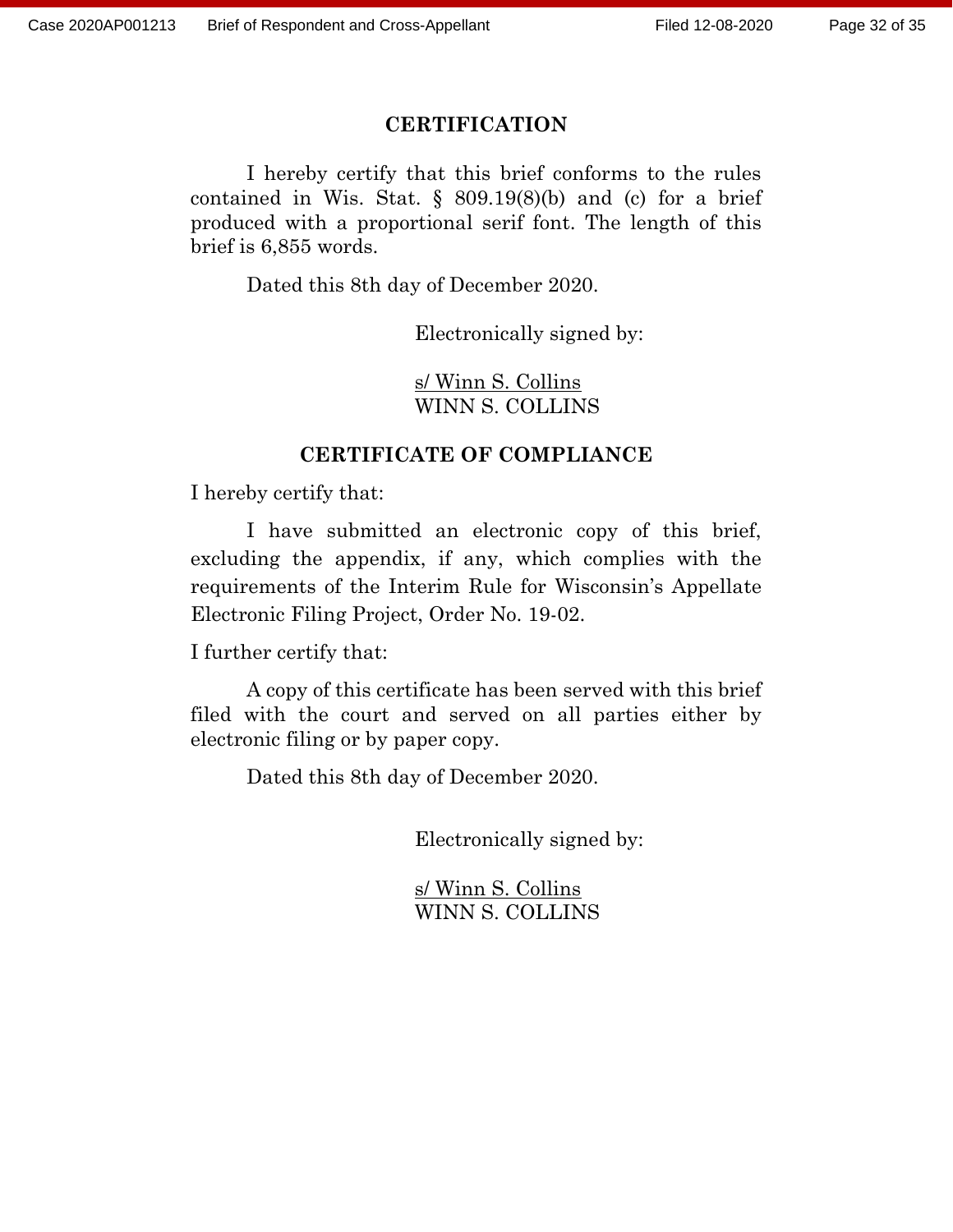## CERTIFICATION

I hereby certify that this brief conforms to the rules contained in Wis. Stat. § 809.19(8)(b) and (c) for a brief produced with a proportional serif font. The length of this brief is 6,855 words.

Dated this 8th day of December 2020.

Electronically signed by:

s/ Winn S. Collins
WINN S. COLLINS

## CERTIFICATE OF COMPLIANCE

I hereby certify that:

I have submitted an electronic copy of this brief, excluding the appendix, if any, which complies with the requirements of the Interim Rule for Wisconsin's Appellate Electronic Filing Project, Order No. 19-02.

I further certify that:

A copy of this certificate has been served with this brief filed with the court and served on all parties either by electronic filing or by paper copy.

Dated this 8th day of December 2020.

Electronically signed by:

s/ Winn S. Collins
WINN S. COLLINS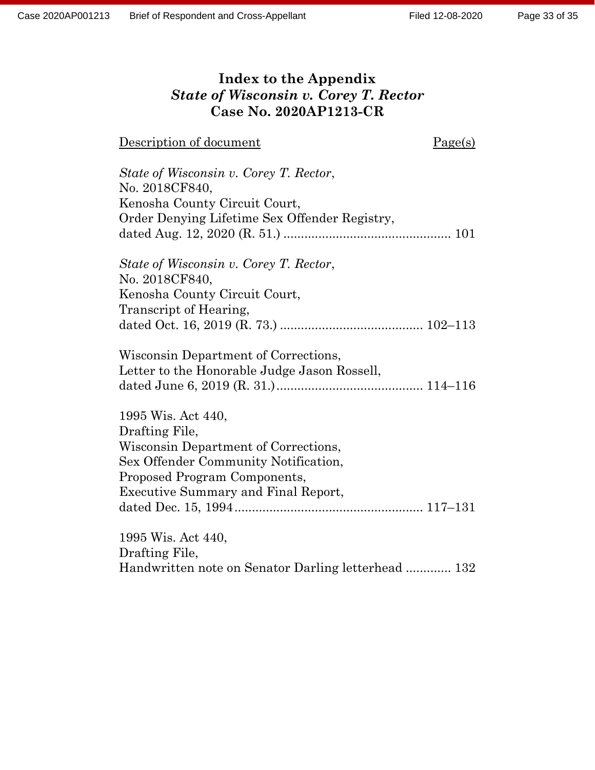# Index to the Appendix

## *State of Wisconsin v. Corey T. Rector*

## Case No. 2020AP1213-CR

| Description of document | Page(s) |
|---|---|
| *State of Wisconsin v. Corey T. Rector*, No. 2018CF840, Kenosha County Circuit Court, Order Denying Lifetime Sex Offender Registry, dated Aug. 12, 2020 (R. 51.) | 101 |
| *State of Wisconsin v. Corey T. Rector*, No. 2018CF840, Kenosha County Circuit Court, Transcript of Hearing, dated Oct. 16, 2019 (R. 73.) | 102–113 |
| Wisconsin Department of Corrections, Letter to the Honorable Judge Jason Rossell, dated June 6, 2019 (R. 31.) | 114–116 |
| 1995 Wis. Act 440, Drafting File, Wisconsin Department of Corrections, Sex Offender Community Notification, Proposed Program Components, Executive Summary and Final Report, dated Dec. 15, 1994 | 117–131 |
| 1995 Wis. Act 440, Drafting File, Handwritten note on Senator Darling letterhead | 132 |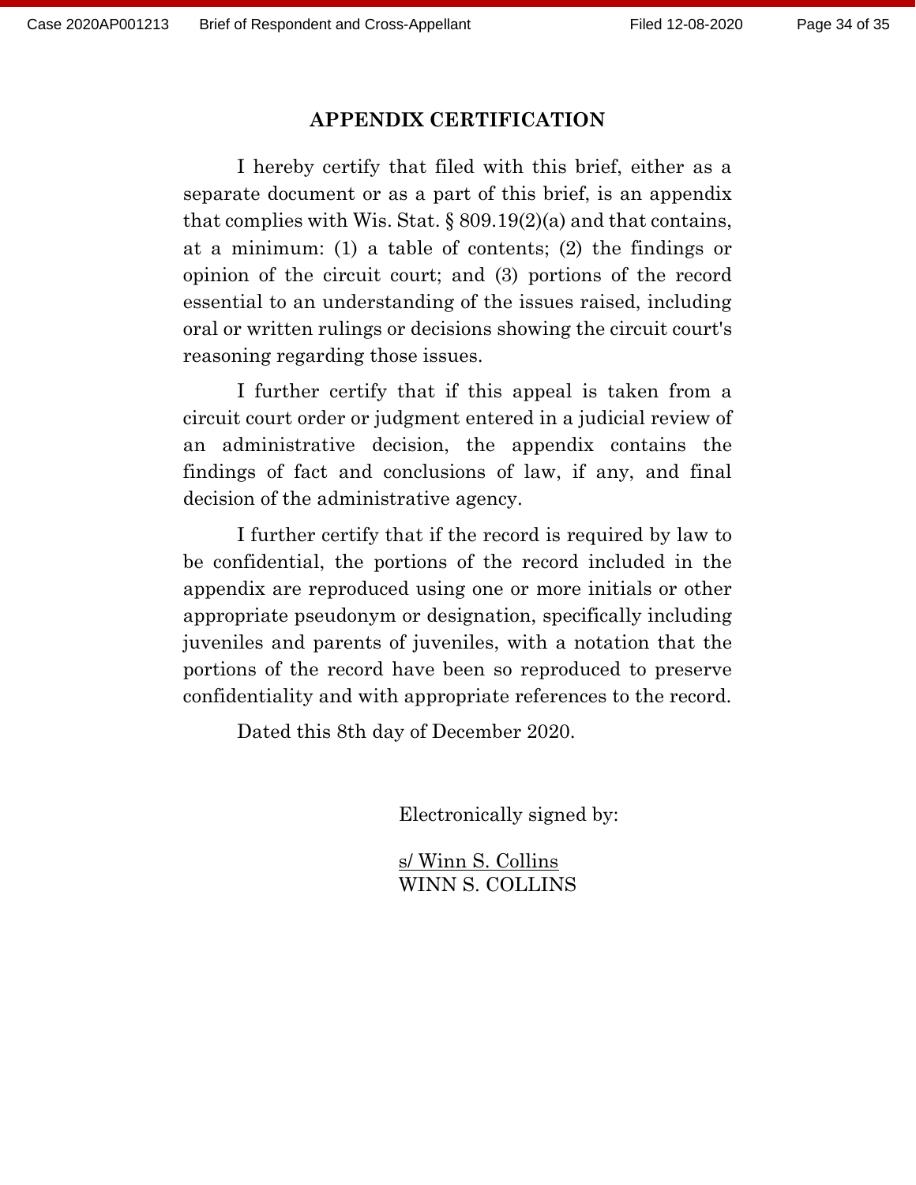## APPENDIX CERTIFICATION

I hereby certify that filed with this brief, either as a separate document or as a part of this brief, is an appendix that complies with Wis. Stat. § 809.19(2)(a) and that contains, at a minimum: (1) a table of contents; (2) the findings or opinion of the circuit court; and (3) portions of the record essential to an understanding of the issues raised, including oral or written rulings or decisions showing the circuit court's reasoning regarding those issues.

I further certify that if this appeal is taken from a circuit court order or judgment entered in a judicial review of an administrative decision, the appendix contains the findings of fact and conclusions of law, if any, and final decision of the administrative agency.

I further certify that if the record is required by law to be confidential, the portions of the record included in the appendix are reproduced using one or more initials or other appropriate pseudonym or designation, specifically including juveniles and parents of juveniles, with a notation that the portions of the record have been so reproduced to preserve confidentiality and with appropriate references to the record.

Dated this 8th day of December 2020.

Electronically signed by:

s/ Winn S. Collins
WINN S. COLLINS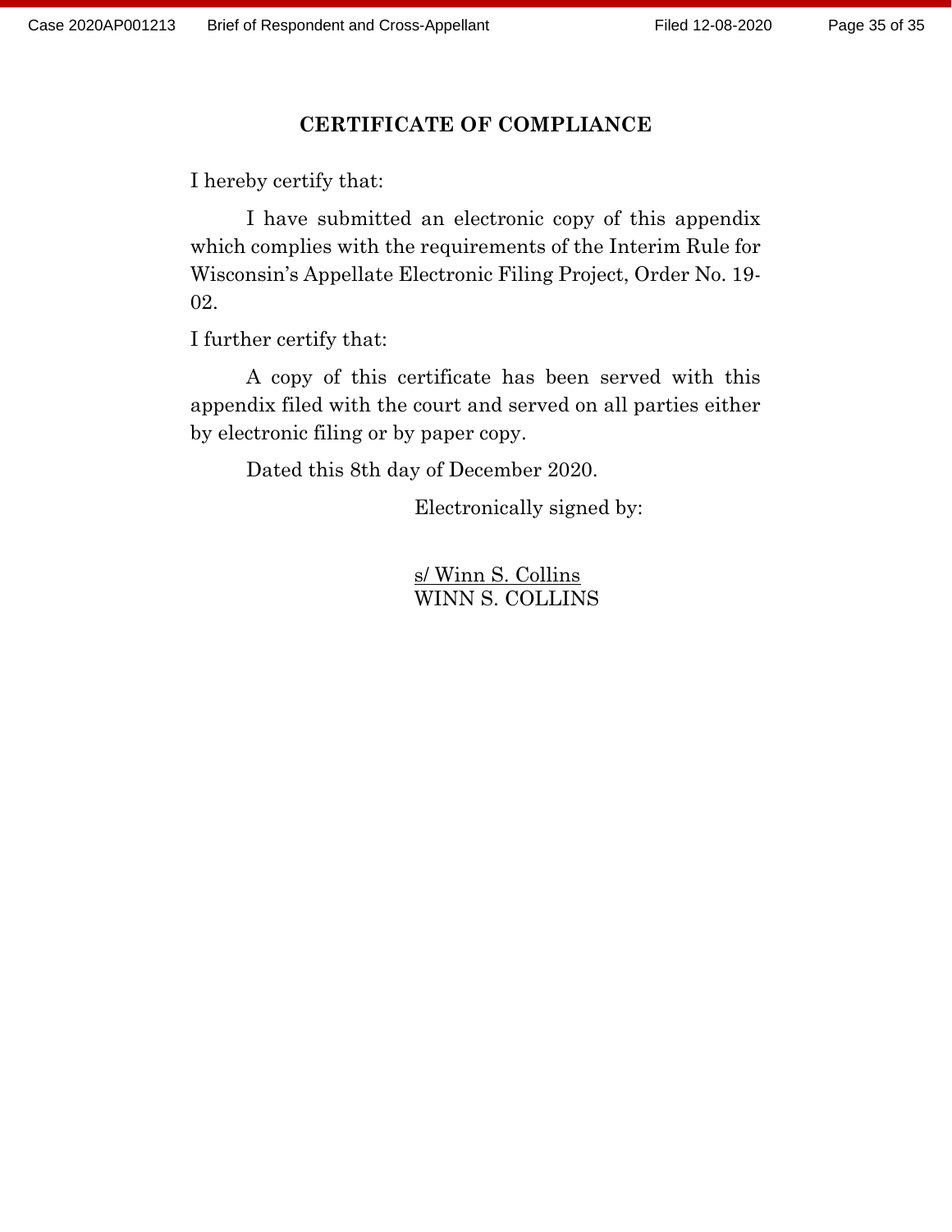# CERTIFICATE OF COMPLIANCE

I hereby certify that:

I have submitted an electronic copy of this appendix which complies with the requirements of the Interim Rule for Wisconsin's Appellate Electronic Filing Project, Order No. 19-02.

I further certify that:

A copy of this certificate has been served with this appendix filed with the court and served on all parties either by electronic filing or by paper copy.

Dated this 8th day of December 2020.

Electronically signed by:

s/ Winn S. Collins
WINN S. COLLINS